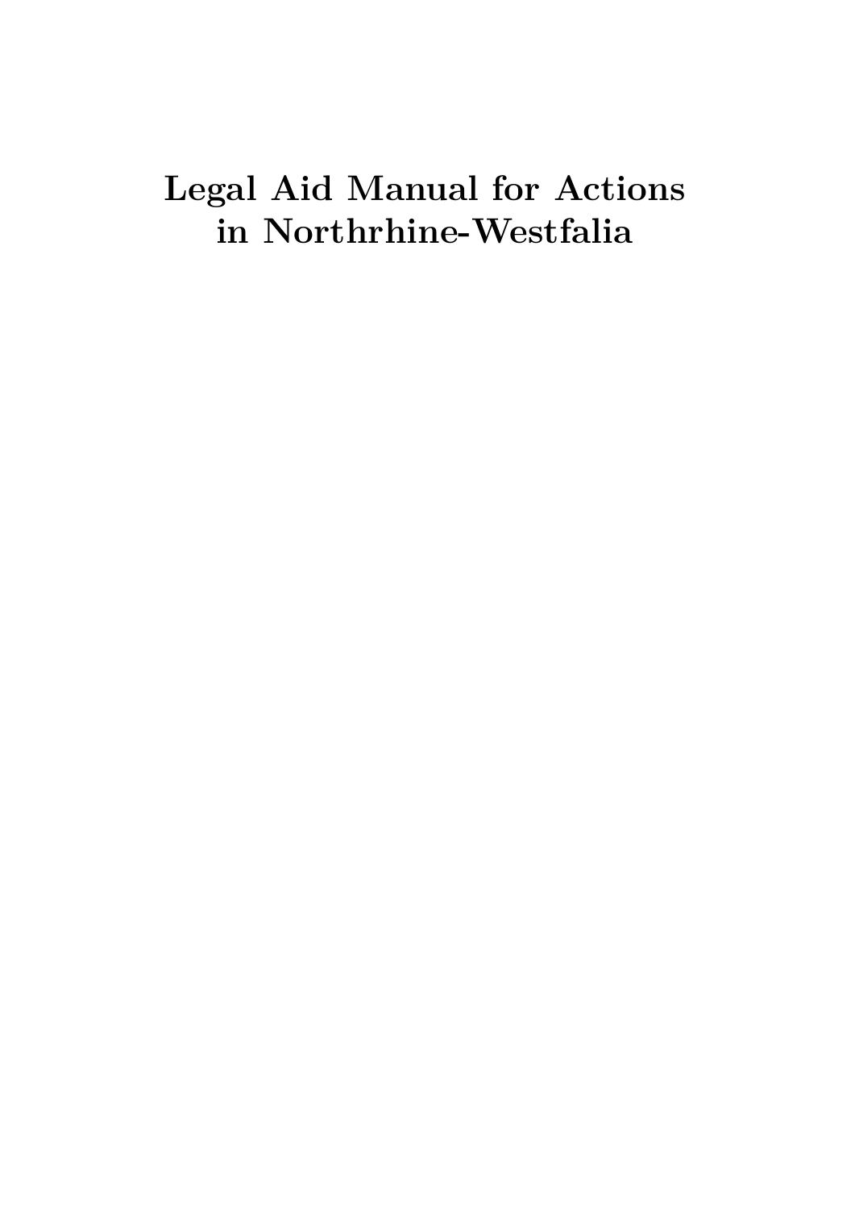# Legal Aid Manual for Actions in Northrhine-Westfalia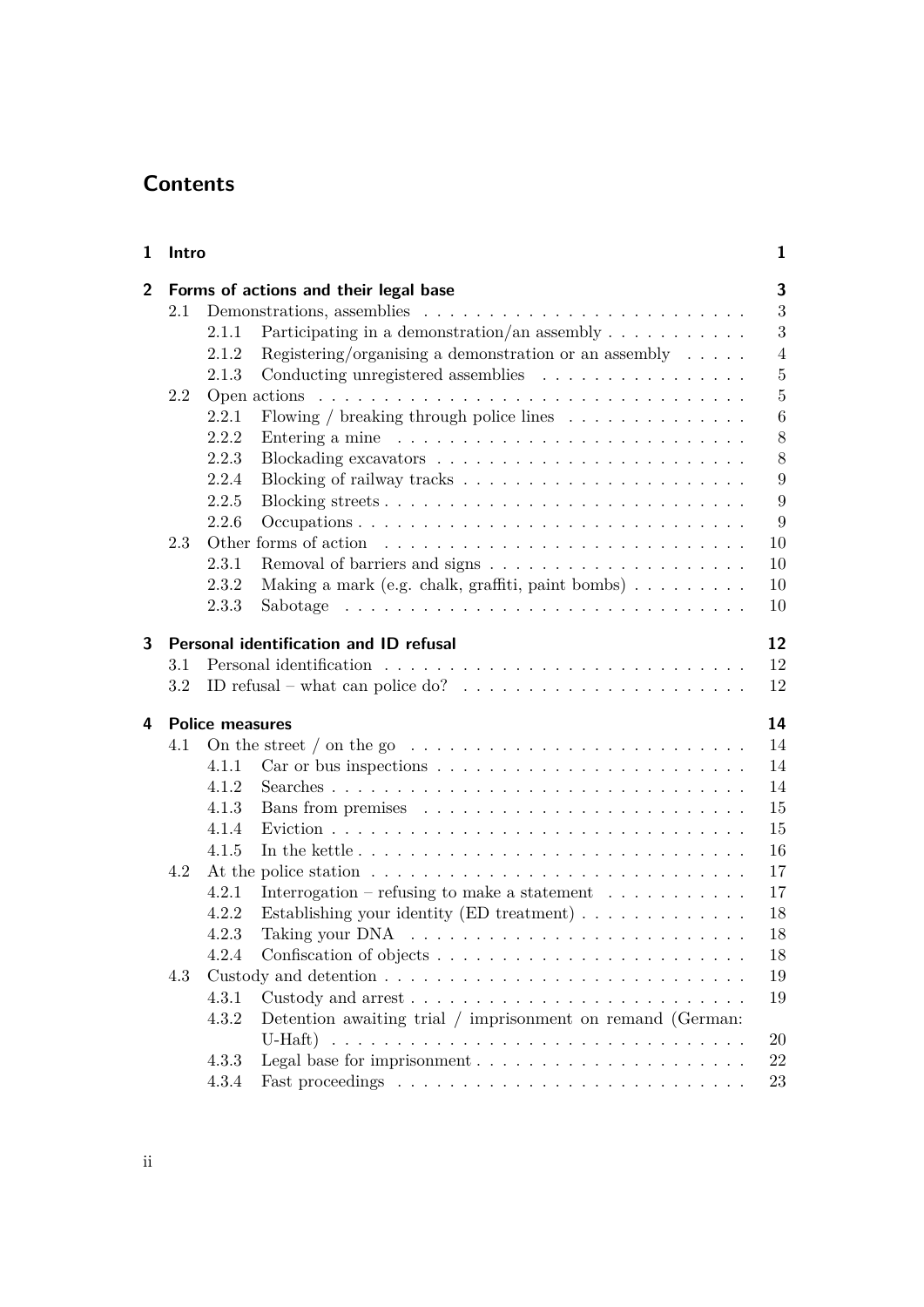# Contents

| | | |
|---|---|---|
| **1** | **Intro** | **1** |
| **2** | **Forms of actions and their legal base** | **3** |
| 2.1 | Demonstrations, assemblies | 3 |
| 2.1.1 | Participating in a demonstration/an assembly | 3 |
| 2.1.2 | Registering/organising a demonstration or an assembly | 4 |
| 2.1.3 | Conducting unregistered assemblies | 5 |
| 2.2 | Open actions | 5 |
| 2.2.1 | Flowing / breaking through police lines | 6 |
| 2.2.2 | Entering a mine | 8 |
| 2.2.3 | Blockading excavators | 8 |
| 2.2.4 | Blocking of railway tracks | 9 |
| 2.2.5 | Blocking streets | 9 |
| 2.2.6 | Occupations | 9 |
| 2.3 | Other forms of action | 10 |
| 2.3.1 | Removal of barriers and signs | 10 |
| 2.3.2 | Making a mark (e.g. chalk, graffiti, paint bombs) | 10 |
| 2.3.3 | Sabotage | 10 |
| **3** | **Personal identification and ID refusal** | **12** |
| 3.1 | Personal identification | 12 |
| 3.2 | ID refusal – what can police do? | 12 |
| **4** | **Police measures** | **14** |
| 4.1 | On the street / on the go | 14 |
| 4.1.1 | Car or bus inspections | 14 |
| 4.1.2 | Searches | 14 |
| 4.1.3 | Bans from premises | 15 |
| 4.1.4 | Eviction | 15 |
| 4.1.5 | In the kettle | 16 |
| 4.2 | At the police station | 17 |
| 4.2.1 | Interrogation – refusing to make a statement | 17 |
| 4.2.2 | Establishing your identity (ED treatment) | 18 |
| 4.2.3 | Taking your DNA | 18 |
| 4.2.4 | Confiscation of objects | 18 |
| 4.3 | Custody and detention | 19 |
| 4.3.1 | Custody and arrest | 19 |
| 4.3.2 | Detention awaiting trial / imprisonment on remand (German: U-Haft) | 20 |
| 4.3.3 | Legal base for imprisonment | 22 |
| 4.3.4 | Fast proceedings | 23 |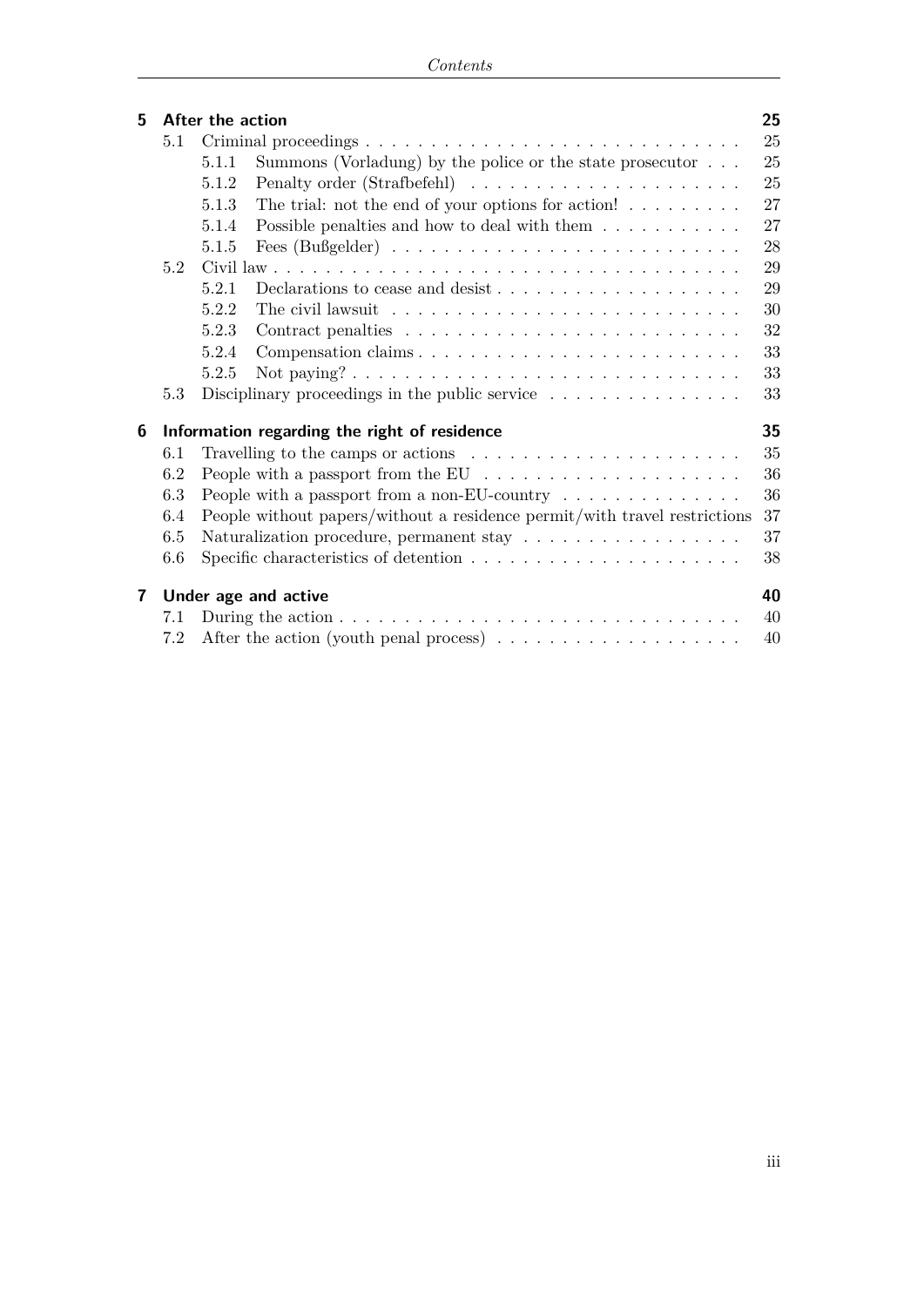**5 After the action** 25

- 5.1 Criminal proceedings . . . 25
  - 5.1.1 Summons (Vorladung) by the police or the state prosecutor . . . 25
  - 5.1.2 Penalty order (Strafbefehl) . . . 25
  - 5.1.3 The trial: not the end of your options for action! . . . 27
  - 5.1.4 Possible penalties and how to deal with them . . . 27
  - 5.1.5 Fees (Bußgelder) . . . 28
- 5.2 Civil law . . . 29
  - 5.2.1 Declarations to cease and desist . . . 29
  - 5.2.2 The civil lawsuit . . . 30
  - 5.2.3 Contract penalties . . . 32
  - 5.2.4 Compensation claims . . . 33
  - 5.2.5 Not paying? . . . 33
- 5.3 Disciplinary proceedings in the public service . . . 33

**6 Information regarding the right of residence** 35

- 6.1 Travelling to the camps or actions . . . 35
- 6.2 People with a passport from the EU . . . 36
- 6.3 People with a passport from a non-EU-country . . . 36
- 6.4 People without papers/without a residence permit/with travel restrictions 37
- 6.5 Naturalization procedure, permanent stay . . . 37
- 6.6 Specific characteristics of detention . . . 38

**7 Under age and active** 40

- 7.1 During the action . . . 40
- 7.2 After the action (youth penal process) . . . 40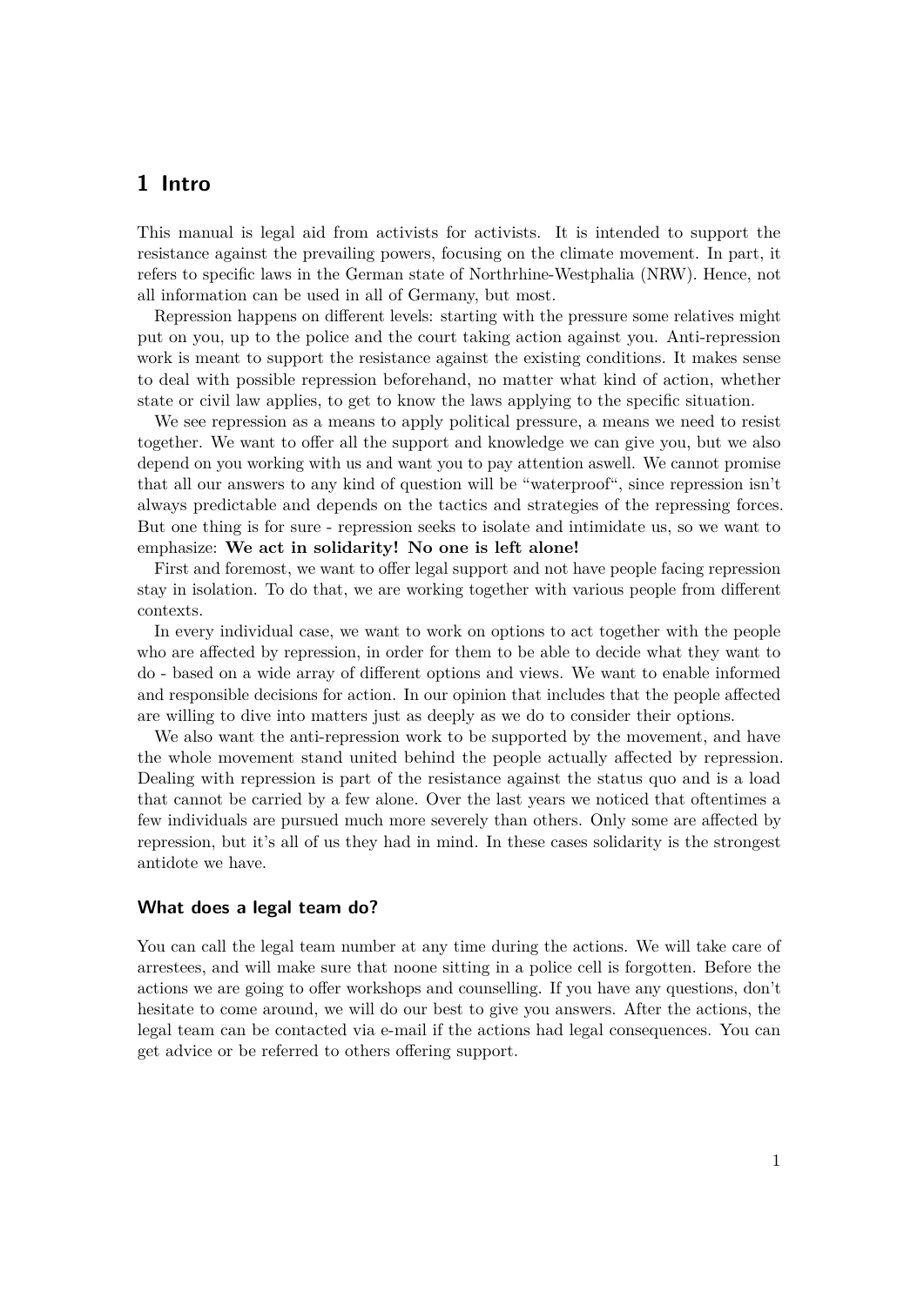# 1 Intro

This manual is legal aid from activists for activists. It is intended to support the resistance against the prevailing powers, focusing on the climate movement. In part, it refers to specific laws in the German state of Northrhine-Westphalia (NRW). Hence, not all information can be used in all of Germany, but most.

Repression happens on different levels: starting with the pressure some relatives might put on you, up to the police and the court taking action against you. Anti-repression work is meant to support the resistance against the existing conditions. It makes sense to deal with possible repression beforehand, no matter what kind of action, whether state or civil law applies, to get to know the laws applying to the specific situation.

We see repression as a means to apply political pressure, a means we need to resist together. We want to offer all the support and knowledge we can give you, but we also depend on you working with us and want you to pay attention aswell. We cannot promise that all our answers to any kind of question will be "waterproof", since repression isn't always predictable and depends on the tactics and strategies of the repressing forces. But one thing is for sure - repression seeks to isolate and intimidate us, so we want to emphasize: **We act in solidarity! No one is left alone!**

First and foremost, we want to offer legal support and not have people facing repression stay in isolation. To do that, we are working together with various people from different contexts.

In every individual case, we want to work on options to act together with the people who are affected by repression, in order for them to be able to decide what they want to do - based on a wide array of different options and views. We want to enable informed and responsible decisions for action. In our opinion that includes that the people affected are willing to dive into matters just as deeply as we do to consider their options.

We also want the anti-repression work to be supported by the movement, and have the whole movement stand united behind the people actually affected by repression. Dealing with repression is part of the resistance against the status quo and is a load that cannot be carried by a few alone. Over the last years we noticed that oftentimes a few individuals are pursued much more severely than others. Only some are affected by repression, but it's all of us they had in mind. In these cases solidarity is the strongest antidote we have.

### What does a legal team do?

You can call the legal team number at any time during the actions. We will take care of arrestees, and will make sure that noone sitting in a police cell is forgotten. Before the actions we are going to offer workshops and counselling. If you have any questions, don't hesitate to come around, we will do our best to give you answers. After the actions, the legal team can be contacted via e-mail if the actions had legal consequences. You can get advice or be referred to others offering support.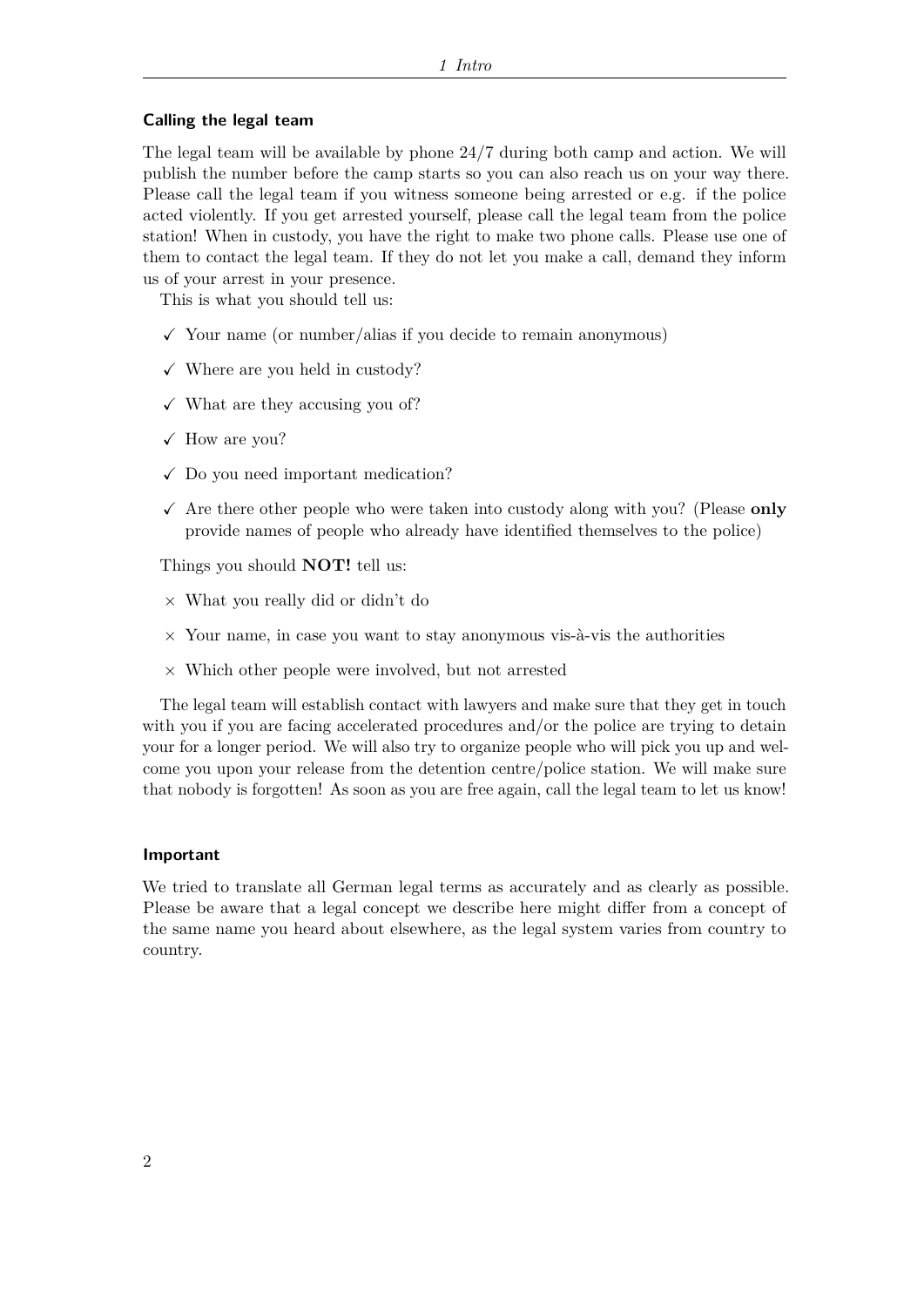### Calling the legal team

The legal team will be available by phone 24/7 during both camp and action. We will publish the number before the camp starts so you can also reach us on your way there. Please call the legal team if you witness someone being arrested or e.g. if the police acted violently. If you get arrested yourself, please call the legal team from the police station! When in custody, you have the right to make two phone calls. Please use one of them to contact the legal team. If they do not let you make a call, demand they inform us of your arrest in your presence.

This is what you should tell us:

- ✓ Your name (or number/alias if you decide to remain anonymous)
- ✓ Where are you held in custody?
- ✓ What are they accusing you of?
- ✓ How are you?
- ✓ Do you need important medication?
- ✓ Are there other people who were taken into custody along with you? (Please **only** provide names of people who already have identified themselves to the police)

Things you should **NOT!** tell us:

- × What you really did or didn't do
- × Your name, in case you want to stay anonymous vis-à-vis the authorities
- × Which other people were involved, but not arrested

The legal team will establish contact with lawyers and make sure that they get in touch with you if you are facing accelerated procedures and/or the police are trying to detain your for a longer period. We will also try to organize people who will pick you up and welcome you upon your release from the detention centre/police station. We will make sure that nobody is forgotten! As soon as you are free again, call the legal team to let us know!

### Important

We tried to translate all German legal terms as accurately and as clearly as possible. Please be aware that a legal concept we describe here might differ from a concept of the same name you heard about elsewhere, as the legal system varies from country to country.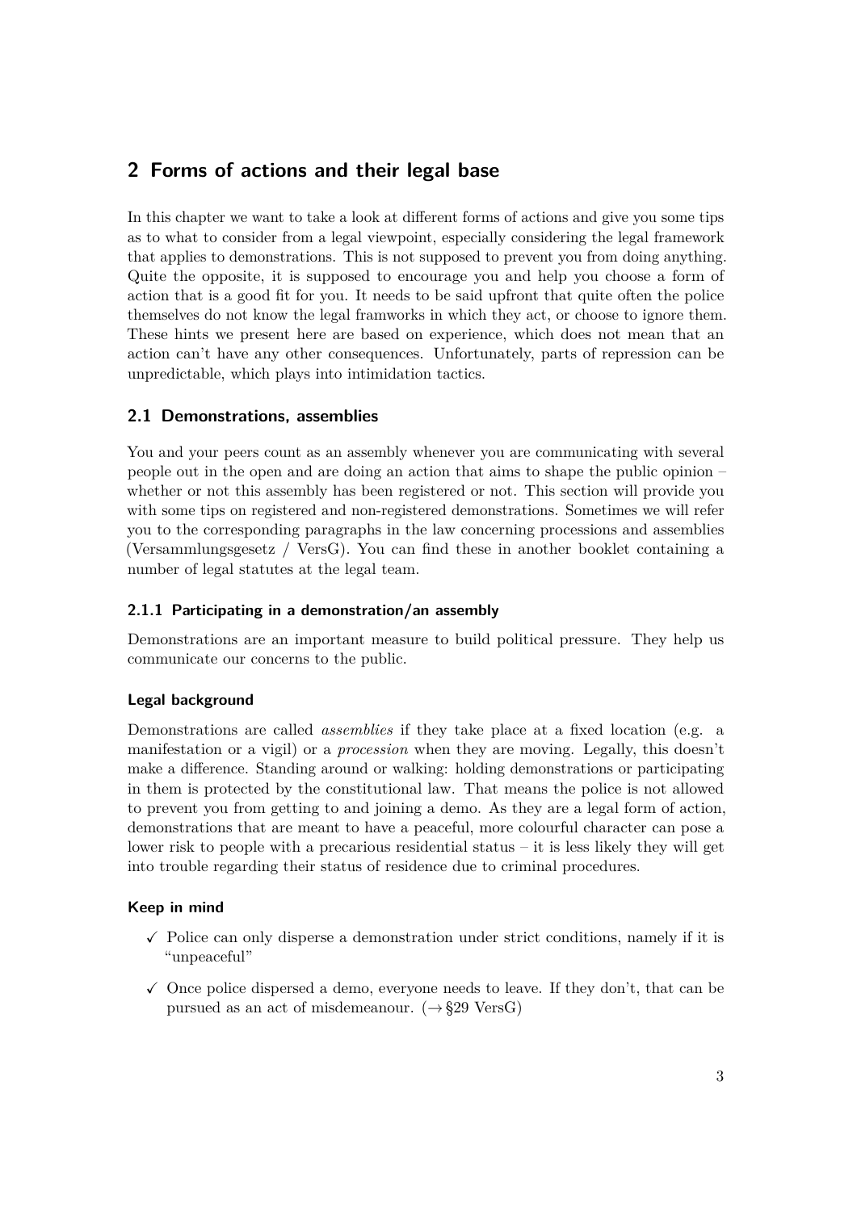# 2 Forms of actions and their legal base

In this chapter we want to take a look at different forms of actions and give you some tips as to what to consider from a legal viewpoint, especially considering the legal framework that applies to demonstrations. This is not supposed to prevent you from doing anything. Quite the opposite, it is supposed to encourage you and help you choose a form of action that is a good fit for you. It needs to be said upfront that quite often the police themselves do not know the legal framworks in which they act, or choose to ignore them. These hints we present here are based on experience, which does not mean that an action can't have any other consequences. Unfortunately, parts of repression can be unpredictable, which plays into intimidation tactics.

## 2.1 Demonstrations, assemblies

You and your peers count as an assembly whenever you are communicating with several people out in the open and are doing an action that aims to shape the public opinion – whether or not this assembly has been registered or not. This section will provide you with some tips on registered and non-registered demonstrations. Sometimes we will refer you to the corresponding paragraphs in the law concerning processions and assemblies (Versammlungsgesetz / VersG). You can find these in another booklet containing a number of legal statutes at the legal team.

### 2.1.1 Participating in a demonstration/an assembly

Demonstrations are an important measure to build political pressure. They help us communicate our concerns to the public.

#### Legal background

Demonstrations are called *assemblies* if they take place at a fixed location (e.g. a manifestation or a vigil) or a *procession* when they are moving. Legally, this doesn't make a difference. Standing around or walking: holding demonstrations or participating in them is protected by the constitutional law. That means the police is not allowed to prevent you from getting to and joining a demo. As they are a legal form of action, demonstrations that are meant to have a peaceful, more colourful character can pose a lower risk to people with a precarious residential status – it is less likely they will get into trouble regarding their status of residence due to criminal procedures.

#### Keep in mind

- ✓ Police can only disperse a demonstration under strict conditions, namely if it is "unpeaceful"
- ✓ Once police dispersed a demo, everyone needs to leave. If they don't, that can be pursued as an act of misdemeanour. (→ §29 VersG)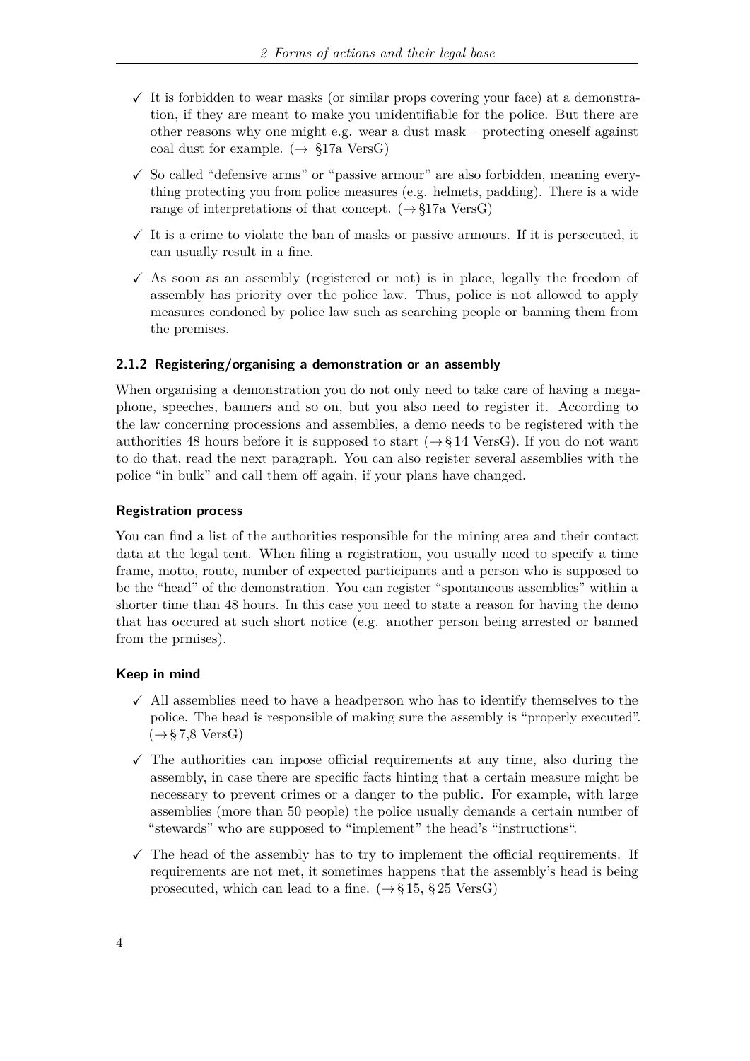- ✓ It is forbidden to wear masks (or similar props covering your face) at a demonstration, if they are meant to make you unidentifiable for the police. But there are other reasons why one might e.g. wear a dust mask – protecting oneself against coal dust for example. (→ §17a VersG)
- ✓ So called "defensive arms" or "passive armour" are also forbidden, meaning everything protecting you from police measures (e.g. helmets, padding). There is a wide range of interpretations of that concept. (→§17a VersG)
- ✓ It is a crime to violate the ban of masks or passive armours. If it is persecuted, it can usually result in a fine.
- ✓ As soon as an assembly (registered or not) is in place, legally the freedom of assembly has priority over the police law. Thus, police is not allowed to apply measures condoned by police law such as searching people or banning them from the premises.

### 2.1.2 Registering/organising a demonstration or an assembly

When organising a demonstration you do not only need to take care of having a megaphone, speeches, banners and so on, but you also need to register it. According to the law concerning processions and assemblies, a demo needs to be registered with the authorities 48 hours before it is supposed to start (→§14 VersG). If you do not want to do that, read the next paragraph. You can also register several assemblies with the police "in bulk" and call them off again, if your plans have changed.

#### Registration process

You can find a list of the authorities responsible for the mining area and their contact data at the legal tent. When filing a registration, you usually need to specify a time frame, motto, route, number of expected participants and a person who is supposed to be the "head" of the demonstration. You can register "spontaneous assemblies" within a shorter time than 48 hours. In this case you need to state a reason for having the demo that has occured at such short notice (e.g. another person being arrested or banned from the prmises).

#### Keep in mind

- ✓ All assemblies need to have a headperson who has to identify themselves to the police. The head is responsible of making sure the assembly is "properly executed". (→§7,8 VersG)
- ✓ The authorities can impose official requirements at any time, also during the assembly, in case there are specific facts hinting that a certain measure might be necessary to prevent crimes or a danger to the public. For example, with large assemblies (more than 50 people) the police usually demands a certain number of "stewards" who are supposed to "implement" the head's "instructions".
- ✓ The head of the assembly has to try to implement the official requirements. If requirements are not met, it sometimes happens that the assembly's head is being prosecuted, which can lead to a fine. (→§15, §25 VersG)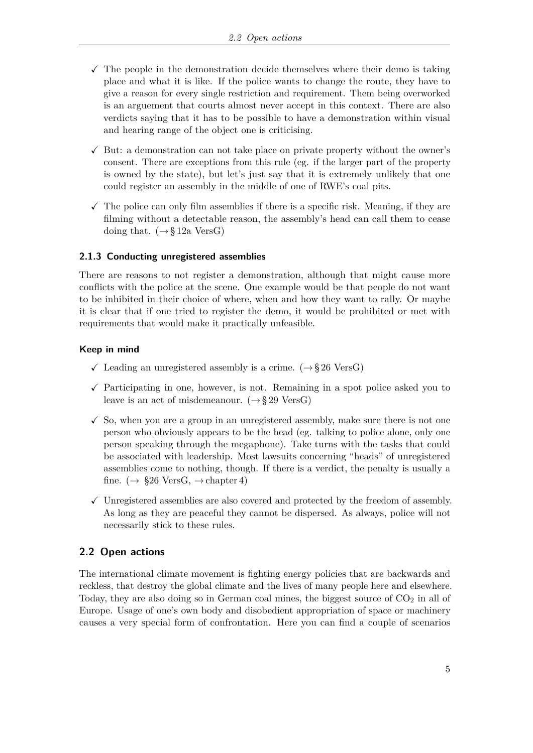- ✓ The people in the demonstration decide themselves where their demo is taking place and what it is like. If the police wants to change the route, they have to give a reason for every single restriction and requirement. Them being overworked is an arguement that courts almost never accept in this context. There are also verdicts saying that it has to be possible to have a demonstration within visual and hearing range of the object one is criticising.
- ✓ But: a demonstration can not take place on private property without the owner's consent. There are exceptions from this rule (eg. if the larger part of the property is owned by the state), but let's just say that it is extremely unlikely that one could register an assembly in the middle of one of RWE's coal pits.
- ✓ The police can only film assemblies if there is a specific risk. Meaning, if they are filming without a detectable reason, the assembly's head can call them to cease doing that. (→ § 12a VersG)

### 2.1.3 Conducting unregistered assemblies

There are reasons to not register a demonstration, although that might cause more conflicts with the police at the scene. One example would be that people do not want to be inhibited in their choice of where, when and how they want to rally. Or maybe it is clear that if one tried to register the demo, it would be prohibited or met with requirements that would make it practically unfeasible.

#### Keep in mind

- ✓ Leading an unregistered assembly is a crime. (→ § 26 VersG)
- ✓ Participating in one, however, is not. Remaining in a spot police asked you to leave is an act of misdemeanour. (→ § 29 VersG)
- ✓ So, when you are a group in an unregistered assembly, make sure there is not one person who obviously appears to be the head (eg. talking to police alone, only one person speaking through the megaphone). Take turns with the tasks that could be associated with leadership. Most lawsuits concerning "heads" of unregistered assemblies come to nothing, though. If there is a verdict, the penalty is usually a fine. (→ §26 VersG, → chapter 4)
- ✓ Unregistered assemblies are also covered and protected by the freedom of assembly. As long as they are peaceful they cannot be dispersed. As always, police will not necessarily stick to these rules.

## 2.2 Open actions

The international climate movement is fighting energy policies that are backwards and reckless, that destroy the global climate and the lives of many people here and elsewhere. Today, they are also doing so in German coal mines, the biggest source of $CO_2$ in all of Europe. Usage of one's own body and disobedient appropriation of space or machinery causes a very special form of confrontation. Here you can find a couple of scenarios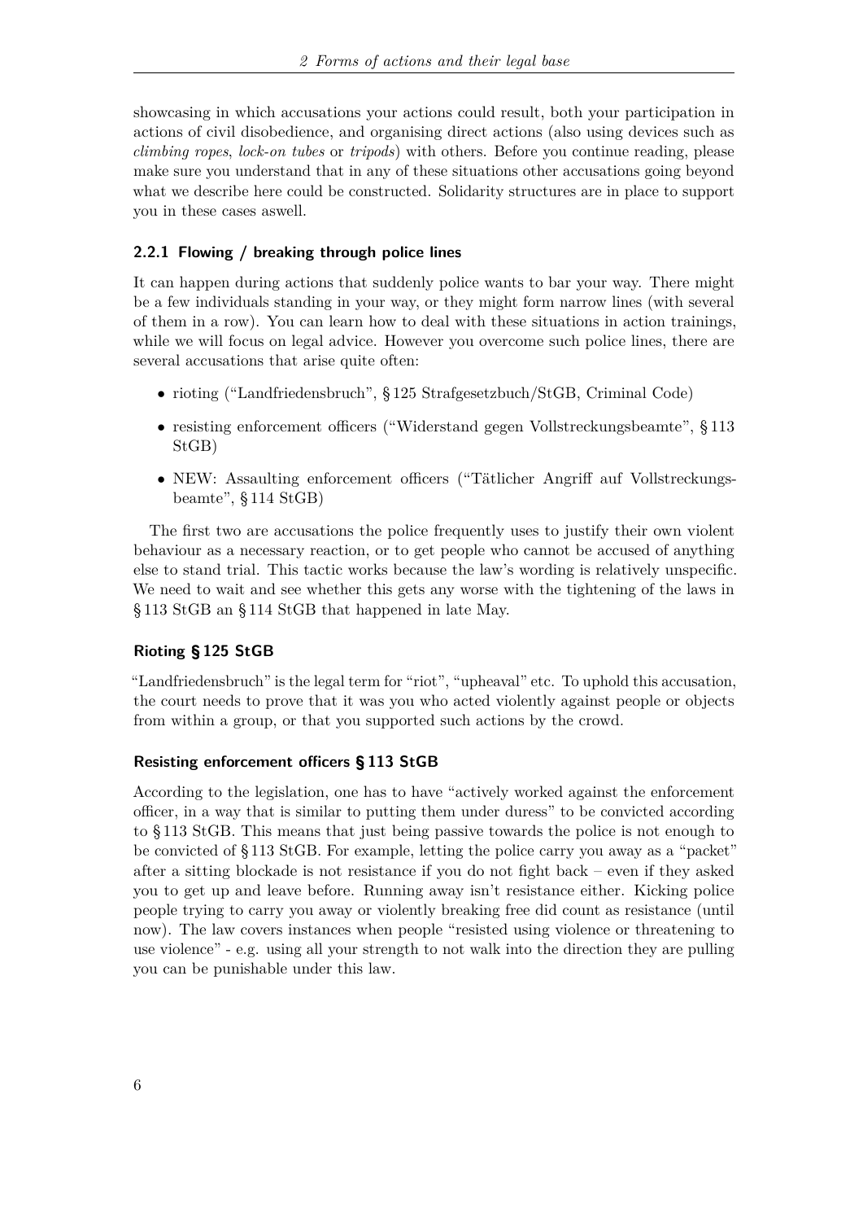showcasing in which accusations your actions could result, both your participation in actions of civil disobedience, and organising direct actions (also using devices such as *climbing ropes*, *lock-on tubes* or *tripods*) with others. Before you continue reading, please make sure you understand that in any of these situations other accusations going beyond what we describe here could be constructed. Solidarity structures are in place to support you in these cases aswell.

### 2.2.1 Flowing / breaking through police lines

It can happen during actions that suddenly police wants to bar your way. There might be a few individuals standing in your way, or they might form narrow lines (with several of them in a row). You can learn how to deal with these situations in action trainings, while we will focus on legal advice. However you overcome such police lines, there are several accusations that arise quite often:

- rioting ("Landfriedensbruch", § 125 Strafgesetzbuch/StGB, Criminal Code)
- resisting enforcement officers ("Widerstand gegen Vollstreckungsbeamte", § 113 StGB)
- NEW: Assaulting enforcement officers ("Tätlicher Angriff auf Vollstreckungsbeamte", § 114 StGB)

The first two are accusations the police frequently uses to justify their own violent behaviour as a necessary reaction, or to get people who cannot be accused of anything else to stand trial. This tactic works because the law's wording is relatively unspecific. We need to wait and see whether this gets any worse with the tightening of the laws in § 113 StGB an § 114 StGB that happened in late May.

#### Rioting § 125 StGB

"Landfriedensbruch" is the legal term for "riot", "upheaval" etc. To uphold this accusation, the court needs to prove that it was you who acted violently against people or objects from within a group, or that you supported such actions by the crowd.

#### Resisting enforcement officers § 113 StGB

According to the legislation, one has to have "actively worked against the enforcement officer, in a way that is similar to putting them under duress" to be convicted according to § 113 StGB. This means that just being passive towards the police is not enough to be convicted of § 113 StGB. For example, letting the police carry you away as a "packet" after a sitting blockade is not resistance if you do not fight back – even if they asked you to get up and leave before. Running away isn't resistance either. Kicking police people trying to carry you away or violently breaking free did count as resistance (until now). The law covers instances when people "resisted using violence or threatening to use violence" - e.g. using all your strength to not walk into the direction they are pulling you can be punishable under this law.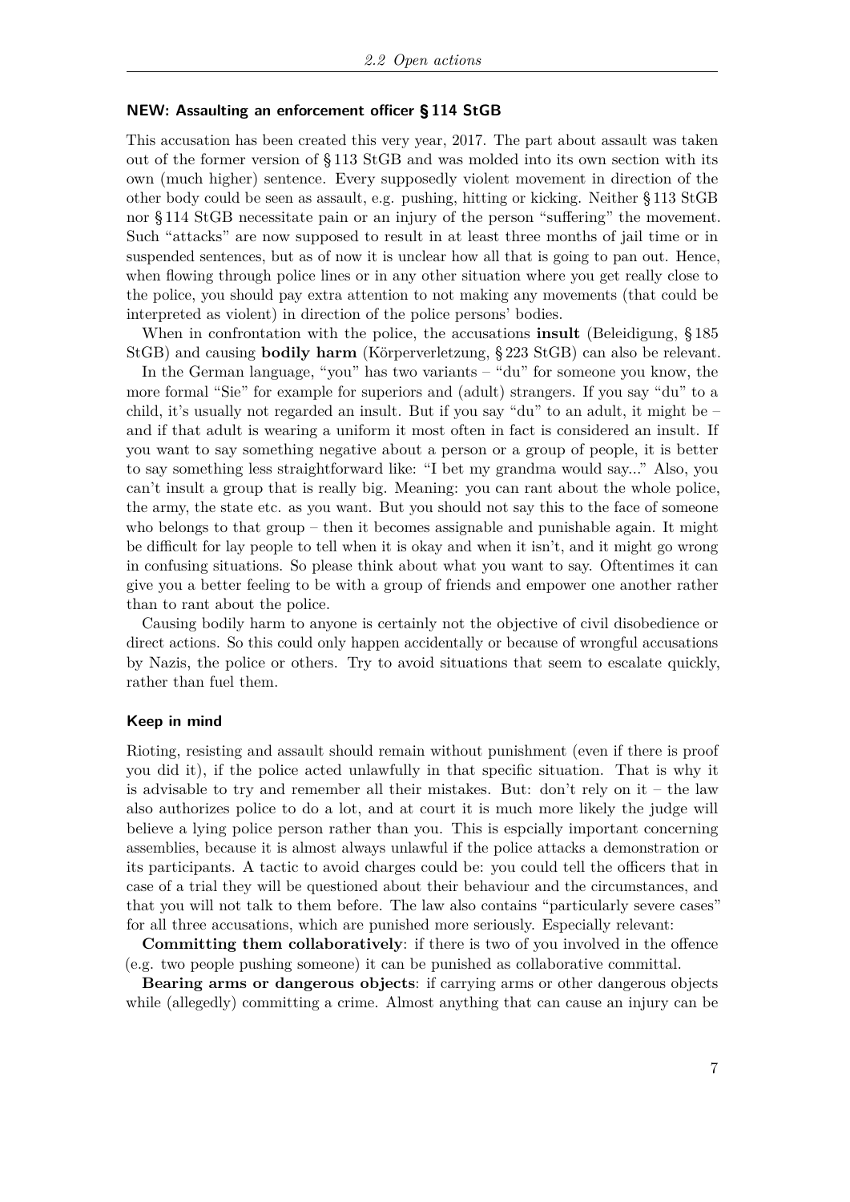#### NEW: Assaulting an enforcement officer § 114 StGB

This accusation has been created this very year, 2017. The part about assault was taken out of the former version of § 113 StGB and was molded into its own section with its own (much higher) sentence. Every supposedly violent movement in direction of the other body could be seen as assault, e.g. pushing, hitting or kicking. Neither § 113 StGB nor § 114 StGB necessitate pain or an injury of the person "suffering" the movement. Such "attacks" are now supposed to result in at least three months of jail time or in suspended sentences, but as of now it is unclear how all that is going to pan out. Hence, when flowing through police lines or in any other situation where you get really close to the police, you should pay extra attention to not making any movements (that could be interpreted as violent) in direction of the police persons' bodies.

When in confrontation with the police, the accusations **insult** (Beleidigung, § 185 StGB) and causing **bodily harm** (Körperverletzung, § 223 StGB) can also be relevant.

In the German language, "you" has two variants – "du" for someone you know, the more formal "Sie" for example for superiors and (adult) strangers. If you say "du" to a child, it's usually not regarded an insult. But if you say "du" to an adult, it might be – and if that adult is wearing a uniform it most often in fact is considered an insult. If you want to say something negative about a person or a group of people, it is better to say something less straightforward like: "I bet my grandma would say..." Also, you can't insult a group that is really big. Meaning: you can rant about the whole police, the army, the state etc. as you want. But you should not say this to the face of someone who belongs to that group – then it becomes assignable and punishable again. It might be difficult for lay people to tell when it is okay and when it isn't, and it might go wrong in confusing situations. So please think about what you want to say. Oftentimes it can give you a better feeling to be with a group of friends and empower one another rather than to rant about the police.

Causing bodily harm to anyone is certainly not the objective of civil disobedience or direct actions. So this could only happen accidentally or because of wrongful accusations by Nazis, the police or others. Try to avoid situations that seem to escalate quickly, rather than fuel them.

#### Keep in mind

Rioting, resisting and assault should remain without punishment (even if there is proof you did it), if the police acted unlawfully in that specific situation. That is why it is advisable to try and remember all their mistakes. But: don't rely on it – the law also authorizes police to do a lot, and at court it is much more likely the judge will believe a lying police person rather than you. This is espcially important concerning assemblies, because it is almost always unlawful if the police attacks a demonstration or its participants. A tactic to avoid charges could be: you could tell the officers that in case of a trial they will be questioned about their behaviour and the circumstances, and that you will not talk to them before. The law also contains "particularly severe cases" for all three accusations, which are punished more seriously. Especially relevant:

**Committing them collaboratively**: if there is two of you involved in the offence (e.g. two people pushing someone) it can be punished as collaborative committal.

**Bearing arms or dangerous objects**: if carrying arms or other dangerous objects while (allegedly) committing a crime. Almost anything that can cause an injury can be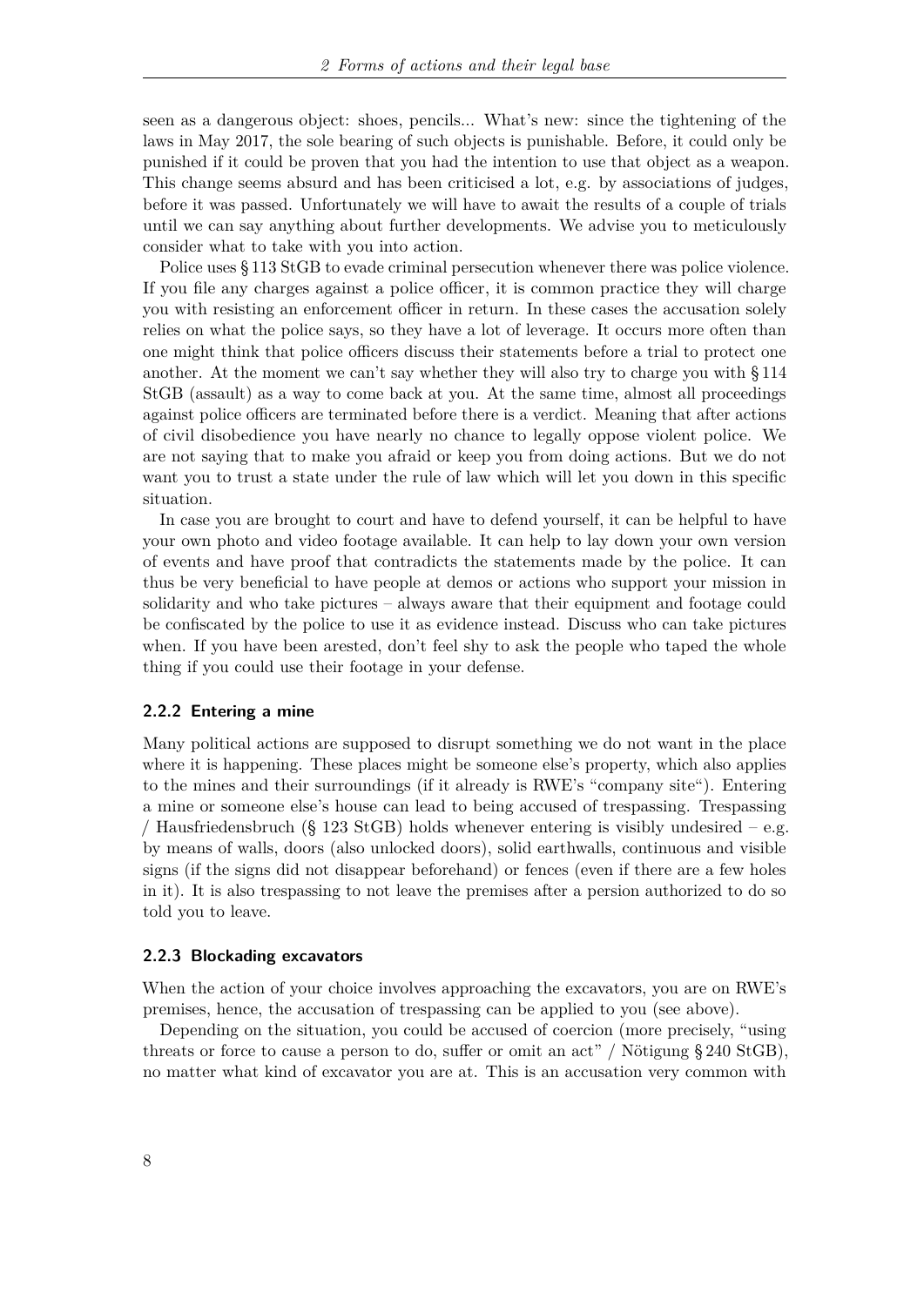seen as a dangerous object: shoes, pencils... What's new: since the tightening of the laws in May 2017, the sole bearing of such objects is punishable. Before, it could only be punished if it could be proven that you had the intention to use that object as a weapon. This change seems absurd and has been criticised a lot, e.g. by associations of judges, before it was passed. Unfortunately we will have to await the results of a couple of trials until we can say anything about further developments. We advise you to meticulously consider what to take with you into action.

Police uses § 113 StGB to evade criminal persecution whenever there was police violence. If you file any charges against a police officer, it is common practice they will charge you with resisting an enforcement officer in return. In these cases the accusation solely relies on what the police says, so they have a lot of leverage. It occurs more often than one might think that police officers discuss their statements before a trial to protect one another. At the moment we can't say whether they will also try to charge you with § 114 StGB (assault) as a way to come back at you. At the same time, almost all proceedings against police officers are terminated before there is a verdict. Meaning that after actions of civil disobedience you have nearly no chance to legally oppose violent police. We are not saying that to make you afraid or keep you from doing actions. But we do not want you to trust a state under the rule of law which will let you down in this specific situation.

In case you are brought to court and have to defend yourself, it can be helpful to have your own photo and video footage available. It can help to lay down your own version of events and have proof that contradicts the statements made by the police. It can thus be very beneficial to have people at demos or actions who support your mission in solidarity and who take pictures – always aware that their equipment and footage could be confiscated by the police to use it as evidence instead. Discuss who can take pictures when. If you have been arested, don't feel shy to ask the people who taped the whole thing if you could use their footage in your defense.

### 2.2.2 Entering a mine

Many political actions are supposed to disrupt something we do not want in the place where it is happening. These places might be someone else's property, which also applies to the mines and their surroundings (if it already is RWE's "company site"). Entering a mine or someone else's house can lead to being accused of trespassing. Trespassing / Hausfriedensbruch (§ 123 StGB) holds whenever entering is visibly undesired – e.g. by means of walls, doors (also unlocked doors), solid earthwalls, continuous and visible signs (if the signs did not disappear beforehand) or fences (even if there are a few holes in it). It is also trespassing to not leave the premises after a persion authorized to do so told you to leave.

### 2.2.3 Blockading excavators

When the action of your choice involves approaching the excavators, you are on RWE's premises, hence, the accusation of trespassing can be applied to you (see above).

Depending on the situation, you could be accused of coercion (more precisely, "using threats or force to cause a person to do, suffer or omit an act" / Nötigung § 240 StGB), no matter what kind of excavator you are at. This is an accusation very common with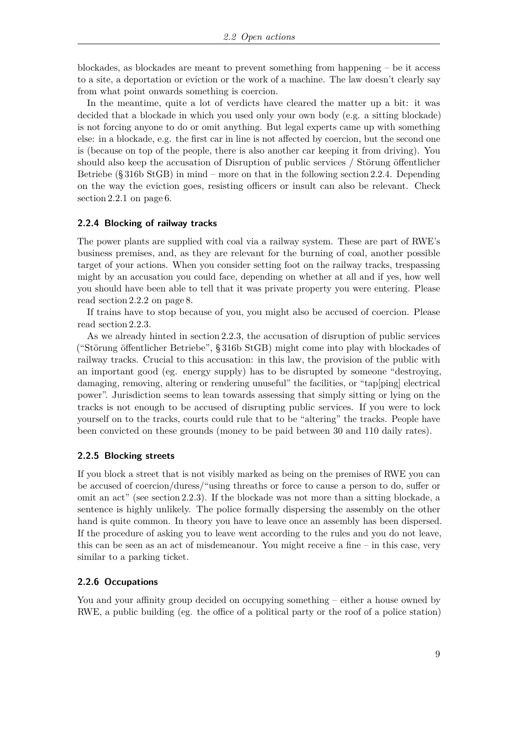blockades, as blockades are meant to prevent something from happening – be it access to a site, a deportation or eviction or the work of a machine. The law doesn't clearly say from what point onwards something is coercion.

In the meantime, quite a lot of verdicts have cleared the matter up a bit: it was decided that a blockade in which you used only your own body (e.g. a sitting blockade) is not forcing anyone to do or omit anything. But legal experts came up with something else: in a blockade, e.g. the first car in line is not affected by coercion, but the second one is (because on top of the people, there is also another car keeping it from driving). You should also keep the accusation of Disruption of public services / Störung öffentlicher Betriebe (§ 316b StGB) in mind – more on that in the following section 2.2.4. Depending on the way the eviction goes, resisting officers or insult can also be relevant. Check section 2.2.1 on page 6.

### 2.2.4 Blocking of railway tracks

The power plants are supplied with coal via a railway system. These are part of RWE's business premises, and, as they are relevant for the burning of coal, another possible target of your actions. When you consider setting foot on the railway tracks, trespassing might by an accusation you could face, depending on whether at all and if yes, how well you should have been able to tell that it was private property you were entering. Please read section 2.2.2 on page 8.

If trains have to stop because of you, you might also be accused of coercion. Please read section 2.2.3.

As we already hinted in section 2.2.3, the accusation of disruption of public services ("Störung öffentlicher Betriebe", § 316b StGB) might come into play with blockades of railway tracks. Crucial to this accusation: in this law, the provision of the public with an important good (eg. energy supply) has to be disrupted by someone "destroying, damaging, removing, altering or rendering unuseful" the facilities, or "tap[ping] electrical power". Jurisdiction seems to lean towards assessing that simply sitting or lying on the tracks is not enough to be accused of disrupting public services. If you were to lock yourself on to the tracks, courts could rule that to be "altering" the tracks. People have been convicted on these grounds (money to be paid between 30 and 110 daily rates).

### 2.2.5 Blocking streets

If you block a street that is not visibly marked as being on the premises of RWE you can be accused of coercion/duress/"using threaths or force to cause a person to do, suffer or omit an act" (see section 2.2.3). If the blockade was not more than a sitting blockade, a sentence is highly unlikely. The police formally dispersing the assembly on the other hand is quite common. In theory you have to leave once an assembly has been dispersed. If the procedure of asking you to leave went according to the rules and you do not leave, this can be seen as an act of misdemeanour. You might receive a fine – in this case, very similar to a parking ticket.

### 2.2.6 Occupations

You and your affinity group decided on occupying something – either a house owned by RWE, a public building (eg. the office of a political party or the roof of a police station)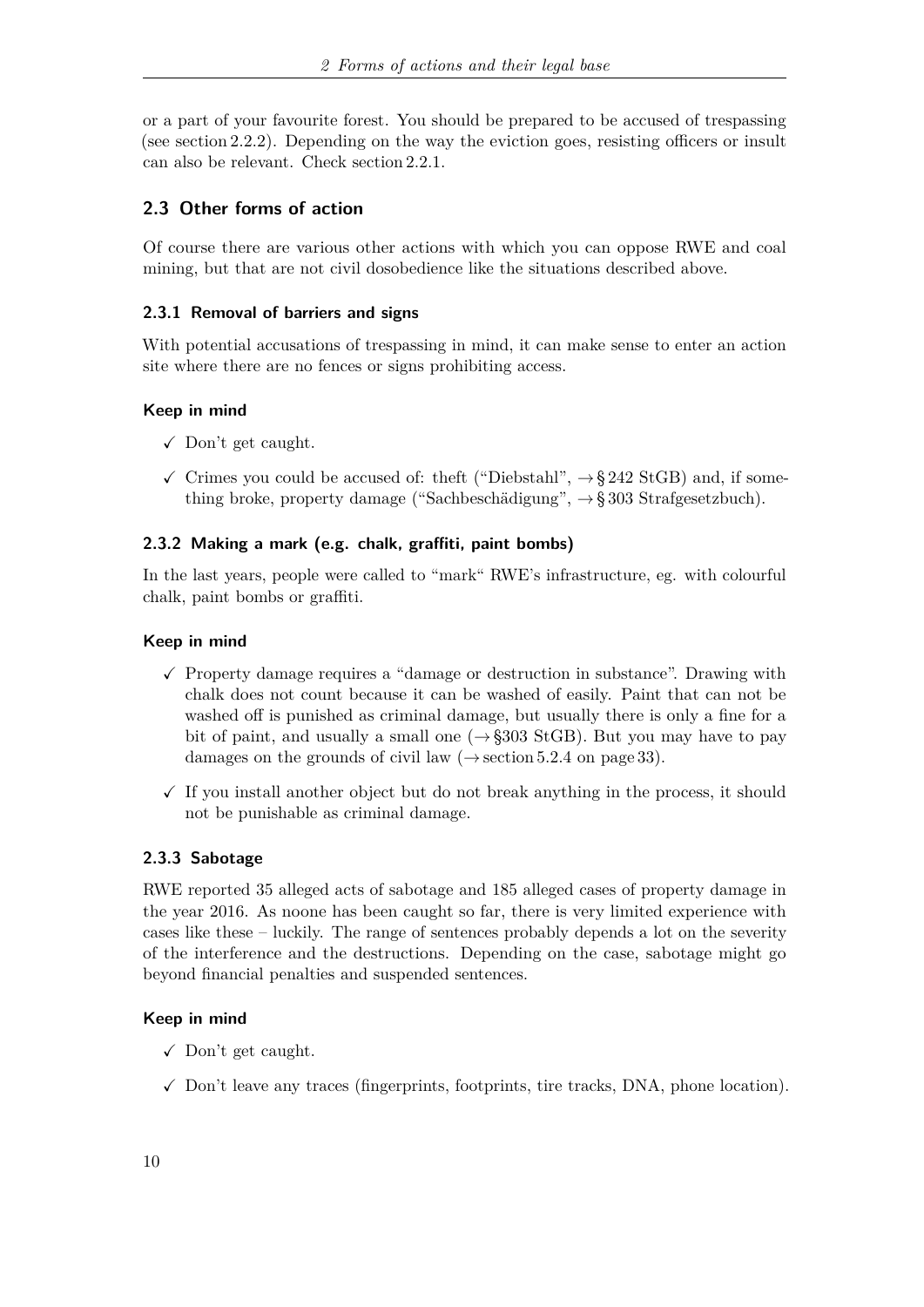or a part of your favourite forest. You should be prepared to be accused of trespassing (see section 2.2.2). Depending on the way the eviction goes, resisting officers or insult can also be relevant. Check section 2.2.1.

## 2.3 Other forms of action

Of course there are various other actions with which you can oppose RWE and coal mining, but that are not civil dosobedience like the situations described above.

### 2.3.1 Removal of barriers and signs

With potential accusations of trespassing in mind, it can make sense to enter an action site where there are no fences or signs prohibiting access.

#### Keep in mind

- ✓ Don't get caught.
- ✓ Crimes you could be accused of: theft ("Diebstahl", → § 242 StGB) and, if something broke, property damage ("Sachbeschädigung", → § 303 Strafgesetzbuch).

### 2.3.2 Making a mark (e.g. chalk, graffiti, paint bombs)

In the last years, people were called to "mark" RWE's infrastructure, eg. with colourful chalk, paint bombs or graffiti.

#### Keep in mind

- ✓ Property damage requires a "damage or destruction in substance". Drawing with chalk does not count because it can be washed of easily. Paint that can not be washed off is punished as criminal damage, but usually there is only a fine for a bit of paint, and usually a small one (→ §303 StGB). But you may have to pay damages on the grounds of civil law (→ section 5.2.4 on page 33).
- ✓ If you install another object but do not break anything in the process, it should not be punishable as criminal damage.

### 2.3.3 Sabotage

RWE reported 35 alleged acts of sabotage and 185 alleged cases of property damage in the year 2016. As noone has been caught so far, there is very limited experience with cases like these – luckily. The range of sentences probably depends a lot on the severity of the interference and the destructions. Depending on the case, sabotage might go beyond financial penalties and suspended sentences.

#### Keep in mind

- ✓ Don't get caught.
- ✓ Don't leave any traces (fingerprints, footprints, tire tracks, DNA, phone location).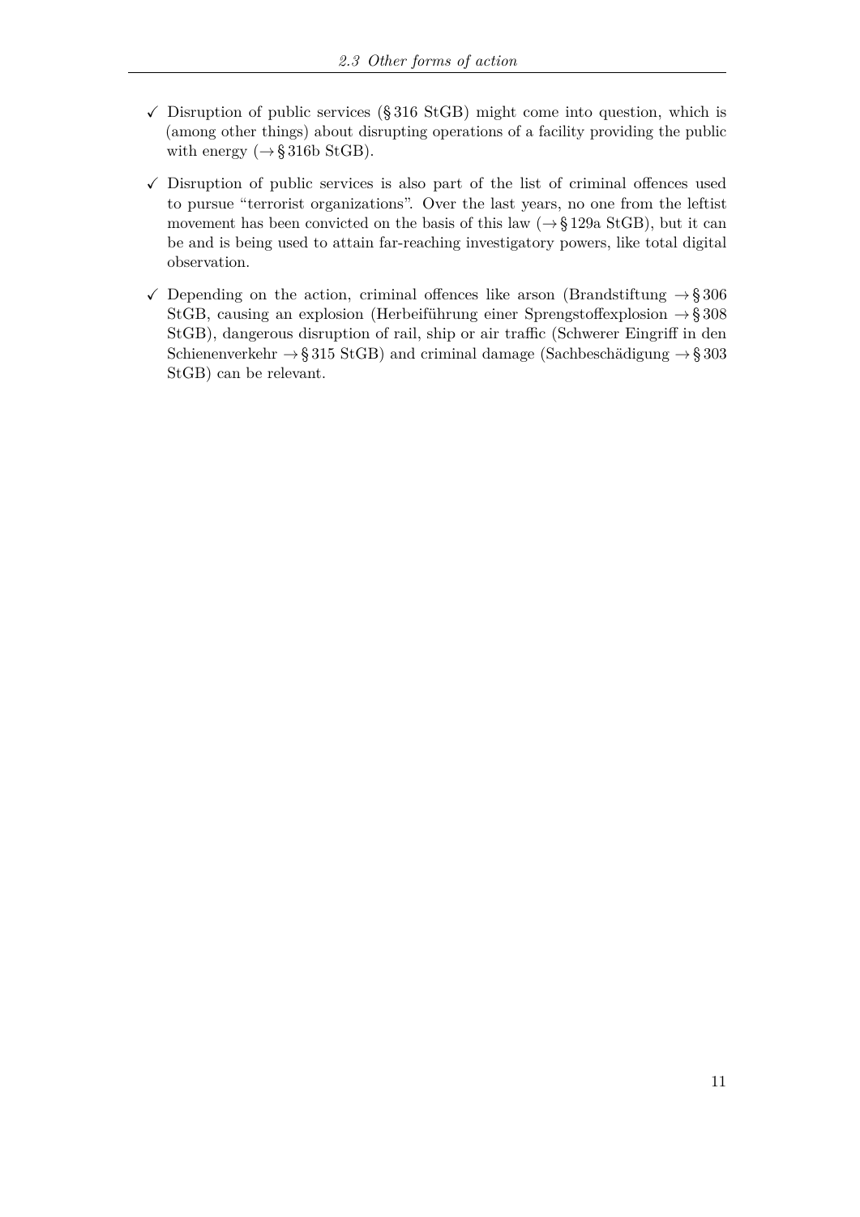- ✓ Disruption of public services (§ 316 StGB) might come into question, which is (among other things) about disrupting operations of a facility providing the public with energy (→ § 316b StGB).
- ✓ Disruption of public services is also part of the list of criminal offences used to pursue "terrorist organizations". Over the last years, no one from the leftist movement has been convicted on the basis of this law (→ § 129a StGB), but it can be and is being used to attain far-reaching investigatory powers, like total digital observation.
- ✓ Depending on the action, criminal offences like arson (Brandstiftung → § 306 StGB, causing an explosion (Herbeiführung einer Sprengstoffexplosion → § 308 StGB), dangerous disruption of rail, ship or air traffic (Schwerer Eingriff in den Schienenverkehr → § 315 StGB) and criminal damage (Sachbeschädigung → § 303 StGB) can be relevant.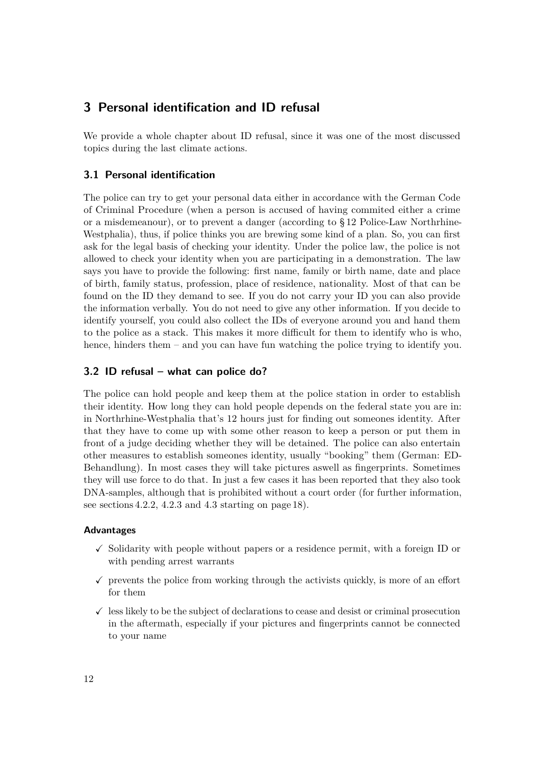# 3 Personal identification and ID refusal

We provide a whole chapter about ID refusal, since it was one of the most discussed topics during the last climate actions.

## 3.1 Personal identification

The police can try to get your personal data either in accordance with the German Code of Criminal Procedure (when a person is accused of having commited either a crime or a misdemeanour), or to prevent a danger (according to § 12 Police-Law Northrhine-Westphalia), thus, if police thinks you are brewing some kind of a plan. So, you can first ask for the legal basis of checking your identity. Under the police law, the police is not allowed to check your identity when you are participating in a demonstration. The law says you have to provide the following: first name, family or birth name, date and place of birth, family status, profession, place of residence, nationality. Most of that can be found on the ID they demand to see. If you do not carry your ID you can also provide the information verbally. You do not need to give any other information. If you decide to identify yourself, you could also collect the IDs of everyone around you and hand them to the police as a stack. This makes it more difficult for them to identify who is who, hence, hinders them – and you can have fun watching the police trying to identify you.

## 3.2 ID refusal – what can police do?

The police can hold people and keep them at the police station in order to establish their identity. How long they can hold people depends on the federal state you are in: in Northrhine-Westphalia that's 12 hours just for finding out someones identity. After that they have to come up with some other reason to keep a person or put them in front of a judge deciding whether they will be detained. The police can also entertain other measures to establish someones identity, usually "booking" them (German: ED-Behandlung). In most cases they will take pictures aswell as fingerprints. Sometimes they will use force to do that. In just a few cases it has been reported that they also took DNA-samples, although that is prohibited without a court order (for further information, see sections 4.2.2, 4.2.3 and 4.3 starting on page 18).

#### Advantages

- ✓ Solidarity with people without papers or a residence permit, with a foreign ID or with pending arrest warrants
- ✓ prevents the police from working through the activists quickly, is more of an effort for them
- ✓ less likely to be the subject of declarations to cease and desist or criminal prosecution in the aftermath, especially if your pictures and fingerprints cannot be connected to your name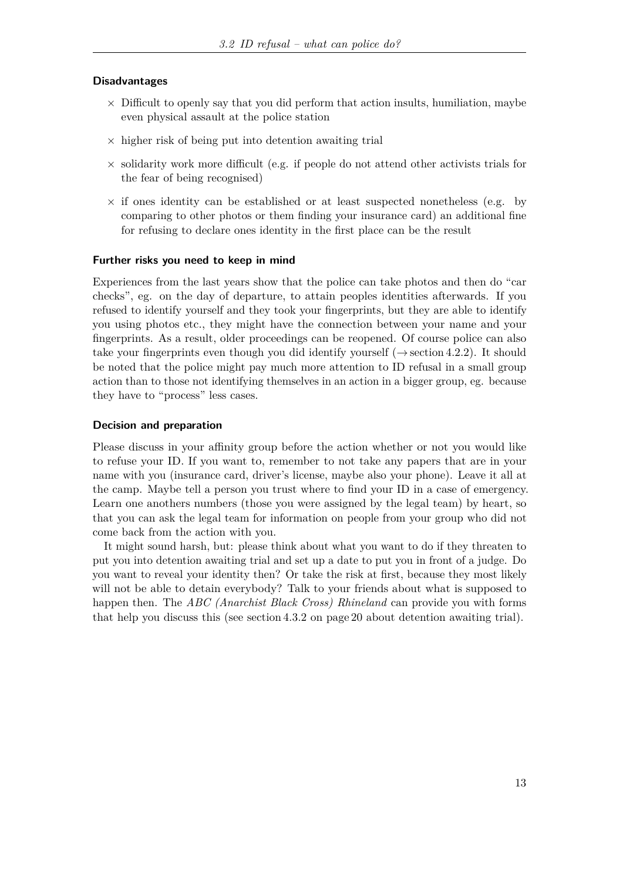#### Disadvantages

- × Difficult to openly say that you did perform that action insults, humiliation, maybe even physical assault at the police station
- × higher risk of being put into detention awaiting trial
- × solidarity work more difficult (e.g. if people do not attend other activists trials for the fear of being recognised)
- × if ones identity can be established or at least suspected nonetheless (e.g. by comparing to other photos or them finding your insurance card) an additional fine for refusing to declare ones identity in the first place can be the result

#### Further risks you need to keep in mind

Experiences from the last years show that the police can take photos and then do "car checks", eg. on the day of departure, to attain peoples identities afterwards. If you refused to identify yourself and they took your fingerprints, but they are able to identify you using photos etc., they might have the connection between your name and your fingerprints. As a result, older proceedings can be reopened. Of course police can also take your fingerprints even though you did identify yourself (→ section 4.2.2). It should be noted that the police might pay much more attention to ID refusal in a small group action than to those not identifying themselves in an action in a bigger group, eg. because they have to "process" less cases.

#### Decision and preparation

Please discuss in your affinity group before the action whether or not you would like to refuse your ID. If you want to, remember to not take any papers that are in your name with you (insurance card, driver's license, maybe also your phone). Leave it all at the camp. Maybe tell a person you trust where to find your ID in a case of emergency. Learn one anothers numbers (those you were assigned by the legal team) by heart, so that you can ask the legal team for information on people from your group who did not come back from the action with you.

It might sound harsh, but: please think about what you want to do if they threaten to put you into detention awaiting trial and set up a date to put you in front of a judge. Do you want to reveal your identity then? Or take the risk at first, because they most likely will not be able to detain everybody? Talk to your friends about what is supposed to happen then. The *ABC (Anarchist Black Cross) Rhineland* can provide you with forms that help you discuss this (see section 4.3.2 on page 20 about detention awaiting trial).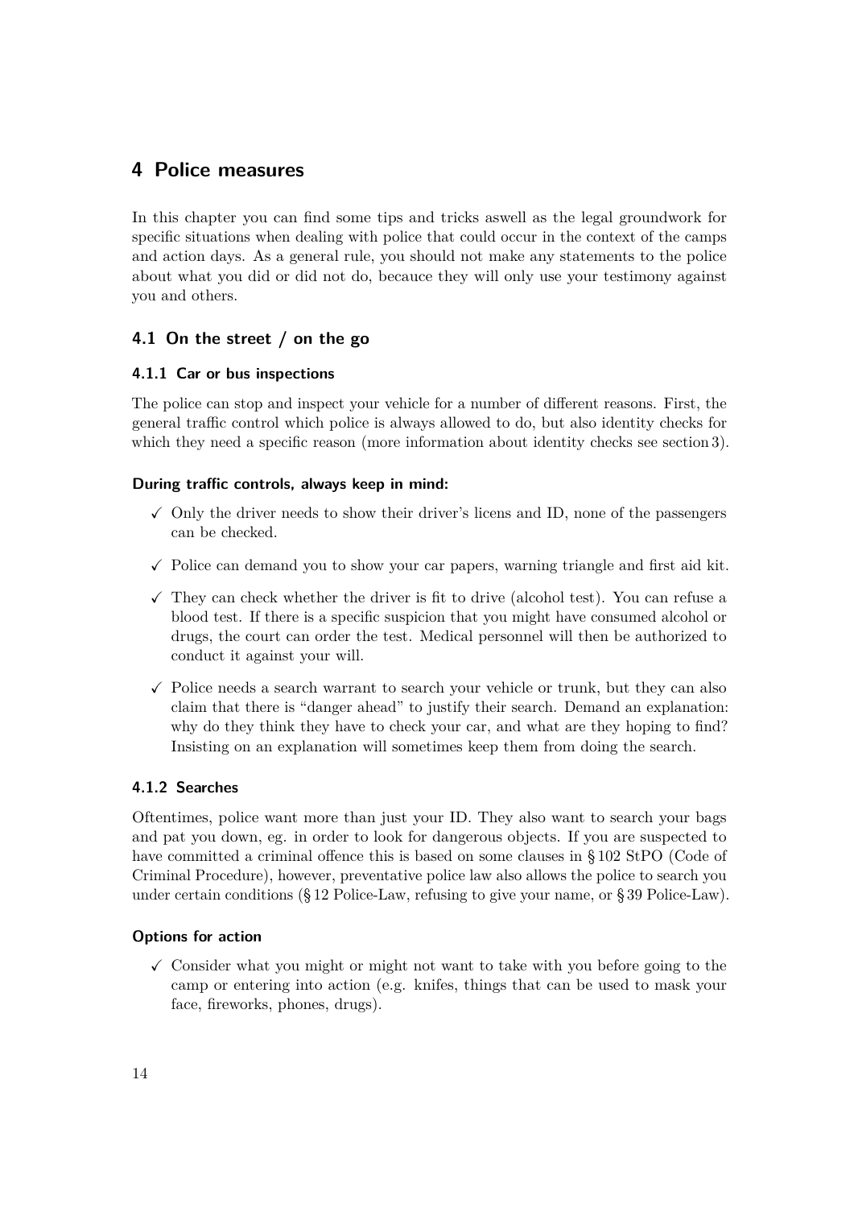# 4 Police measures

In this chapter you can find some tips and tricks aswell as the legal groundwork for specific situations when dealing with police that could occur in the context of the camps and action days. As a general rule, you should not make any statements to the police about what you did or did not do, becauce they will only use your testimony against you and others.

## 4.1 On the street / on the go

### 4.1.1 Car or bus inspections

The police can stop and inspect your vehicle for a number of different reasons. First, the general traffic control which police is always allowed to do, but also identity checks for which they need a specific reason (more information about identity checks see section 3).

**During traffic controls, always keep in mind:**

- ✓ Only the driver needs to show their driver's licens and ID, none of the passengers can be checked.
- ✓ Police can demand you to show your car papers, warning triangle and first aid kit.
- ✓ They can check whether the driver is fit to drive (alcohol test). You can refuse a blood test. If there is a specific suspicion that you might have consumed alcohol or drugs, the court can order the test. Medical personnel will then be authorized to conduct it against your will.
- ✓ Police needs a search warrant to search your vehicle or trunk, but they can also claim that there is "danger ahead" to justify their search. Demand an explanation: why do they think they have to check your car, and what are they hoping to find? Insisting on an explanation will sometimes keep them from doing the search.

### 4.1.2 Searches

Oftentimes, police want more than just your ID. They also want to search your bags and pat you down, eg. in order to look for dangerous objects. If you are suspected to have committed a criminal offence this is based on some clauses in § 102 StPO (Code of Criminal Procedure), however, preventative police law also allows the police to search you under certain conditions (§ 12 Police-Law, refusing to give your name, or § 39 Police-Law).

**Options for action**

- ✓ Consider what you might or might not want to take with you before going to the camp or entering into action (e.g. knifes, things that can be used to mask your face, fireworks, phones, drugs).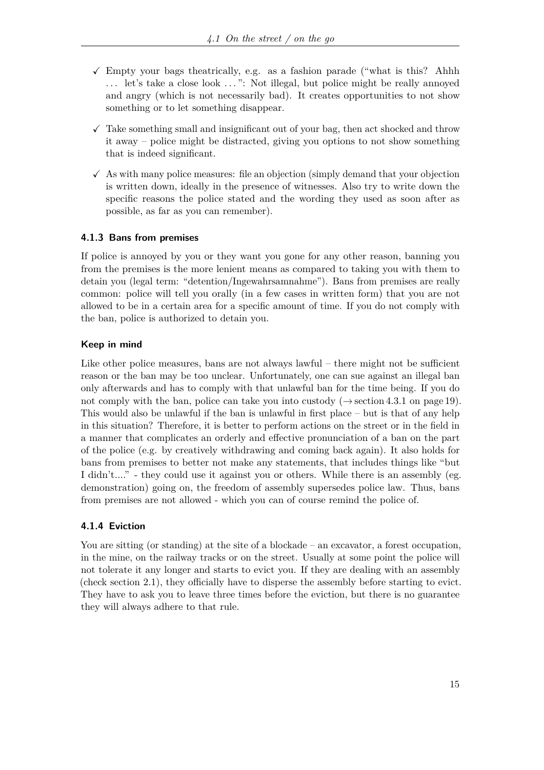- ✓ Empty your bags theatrically, e.g. as a fashion parade ("what is this? Ahhh … let's take a close look … ": Not illegal, but police might be really annoyed and angry (which is not necessarily bad). It creates opportunities to not show something or to let something disappear.
- ✓ Take something small and insignificant out of your bag, then act shocked and throw it away – police might be distracted, giving you options to not show something that is indeed significant.
- ✓ As with many police measures: file an objection (simply demand that your objection is written down, ideally in the presence of witnesses. Also try to write down the specific reasons the police stated and the wording they used as soon after as possible, as far as you can remember).

### 4.1.3 Bans from premises

If police is annoyed by you or they want you gone for any other reason, banning you from the premises is the more lenient means as compared to taking you with them to detain you (legal term: "detention/Ingewahrsamnahme"). Bans from premises are really common: police will tell you orally (in a few cases in written form) that you are not allowed to be in a certain area for a specific amount of time. If you do not comply with the ban, police is authorized to detain you.

#### Keep in mind

Like other police measures, bans are not always lawful – there might not be sufficient reason or the ban may be too unclear. Unfortunately, one can sue against an illegal ban only afterwards and has to comply with that unlawful ban for the time being. If you do not comply with the ban, police can take you into custody (→ section 4.3.1 on page 19). This would also be unlawful if the ban is unlawful in first place – but is that of any help in this situation? Therefore, it is better to perform actions on the street or in the field in a manner that complicates an orderly and effective pronunciation of a ban on the part of the police (e.g. by creatively withdrawing and coming back again). It also holds for bans from premises to better not make any statements, that includes things like "but I didn't...." - they could use it against you or others. While there is an assembly (eg. demonstration) going on, the freedom of assembly supersedes police law. Thus, bans from premises are not allowed - which you can of course remind the police of.

### 4.1.4 Eviction

You are sitting (or standing) at the site of a blockade – an excavator, a forest occupation, in the mine, on the railway tracks or on the street. Usually at some point the police will not tolerate it any longer and starts to evict you. If they are dealing with an assembly (check section 2.1), they officially have to disperse the assembly before starting to evict. They have to ask you to leave three times before the eviction, but there is no guarantee they will always adhere to that rule.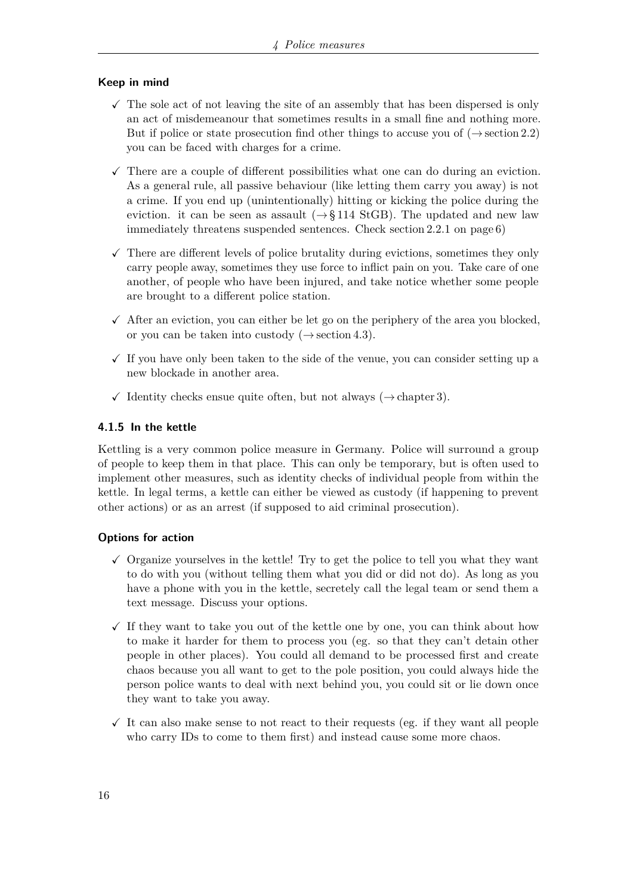#### Keep in mind

- ✓ The sole act of not leaving the site of an assembly that has been dispersed is only an act of misdemeanour that sometimes results in a small fine and nothing more. But if police or state prosecution find other things to accuse you of (→ section 2.2) you can be faced with charges for a crime.
- ✓ There are a couple of different possibilities what one can do during an eviction. As a general rule, all passive behaviour (like letting them carry you away) is not a crime. If you end up (unintentionally) hitting or kicking the police during the eviction. it can be seen as assault (→ § 114 StGB). The updated and new law immediately threatens suspended sentences. Check section 2.2.1 on page 6)
- ✓ There are different levels of police brutality during evictions, sometimes they only carry people away, sometimes they use force to inflict pain on you. Take care of one another, of people who have been injured, and take notice whether some people are brought to a different police station.
- ✓ After an eviction, you can either be let go on the periphery of the area you blocked, or you can be taken into custody (→ section 4.3).
- ✓ If you have only been taken to the side of the venue, you can consider setting up a new blockade in another area.
- ✓ Identity checks ensue quite often, but not always (→ chapter 3).

### 4.1.5 In the kettle

Kettling is a very common police measure in Germany. Police will surround a group of people to keep them in that place. This can only be temporary, but is often used to implement other measures, such as identity checks of individual people from within the kettle. In legal terms, a kettle can either be viewed as custody (if happening to prevent other actions) or as an arrest (if supposed to aid criminal prosecution).

#### Options for action

- ✓ Organize yourselves in the kettle! Try to get the police to tell you what they want to do with you (without telling them what you did or did not do). As long as you have a phone with you in the kettle, secretely call the legal team or send them a text message. Discuss your options.
- ✓ If they want to take you out of the kettle one by one, you can think about how to make it harder for them to process you (eg. so that they can't detain other people in other places). You could all demand to be processed first and create chaos because you all want to get to the pole position, you could always hide the person police wants to deal with next behind you, you could sit or lie down once they want to take you away.
- ✓ It can also make sense to not react to their requests (eg. if they want all people who carry IDs to come to them first) and instead cause some more chaos.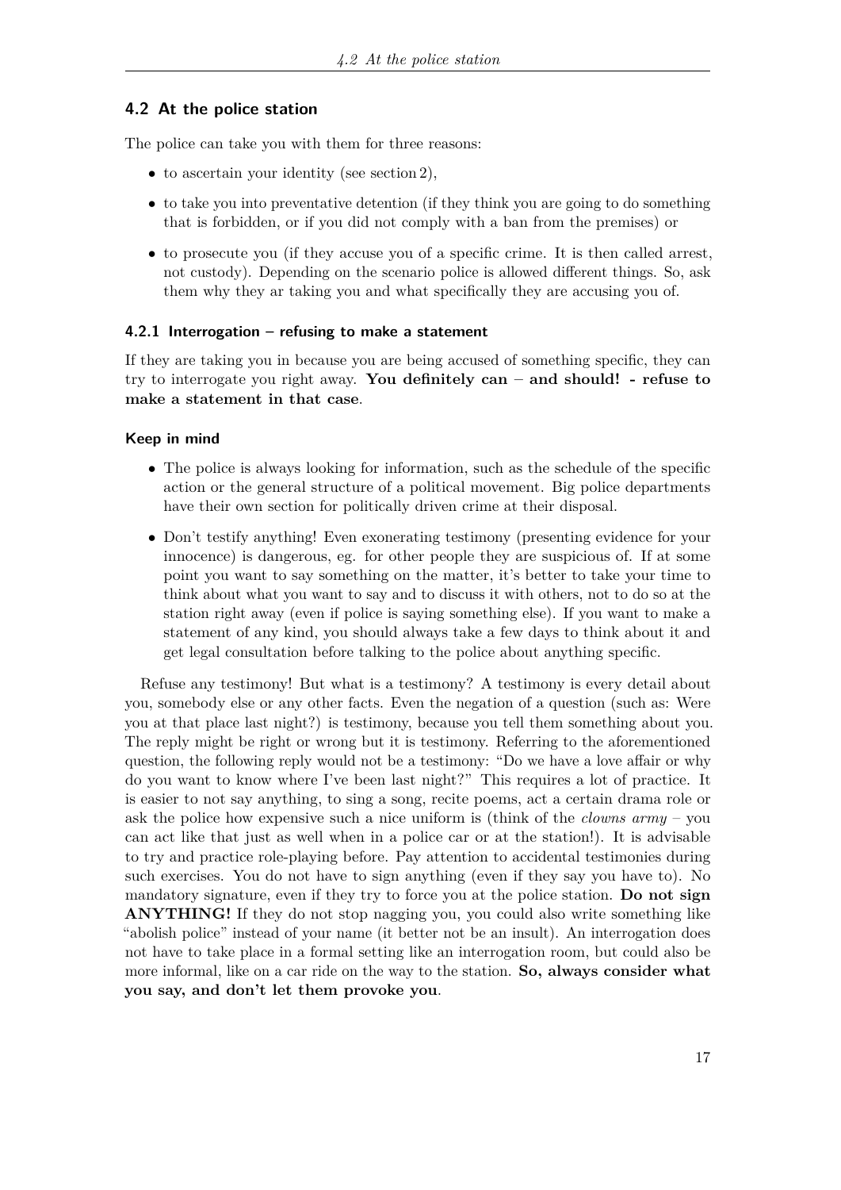## 4.2 At the police station

The police can take you with them for three reasons:

- to ascertain your identity (see section 2),
- to take you into preventative detention (if they think you are going to do something that is forbidden, or if you did not comply with a ban from the premises) or
- to prosecute you (if they accuse you of a specific crime. It is then called arrest, not custody). Depending on the scenario police is allowed different things. So, ask them why they ar taking you and what specifically they are accusing you of.

### 4.2.1 Interrogation – refusing to make a statement

If they are taking you in because you are being accused of something specific, they can try to interrogate you right away. **You definitely can – and should! - refuse to make a statement in that case**.

#### Keep in mind

- The police is always looking for information, such as the schedule of the specific action or the general structure of a political movement. Big police departments have their own section for politically driven crime at their disposal.
- Don't testify anything! Even exonerating testimony (presenting evidence for your innocence) is dangerous, eg. for other people they are suspicious of. If at some point you want to say something on the matter, it's better to take your time to think about what you want to say and to discuss it with others, not to do so at the station right away (even if police is saying something else). If you want to make a statement of any kind, you should always take a few days to think about it and get legal consultation before talking to the police about anything specific.

Refuse any testimony! But what is a testimony? A testimony is every detail about you, somebody else or any other facts. Even the negation of a question (such as: Were you at that place last night?) is testimony, because you tell them something about you. The reply might be right or wrong but it is testimony. Referring to the aforementioned question, the following reply would not be a testimony: "Do we have a love affair or why do you want to know where I've been last night?" This requires a lot of practice. It is easier to not say anything, to sing a song, recite poems, act a certain drama role or ask the police how expensive such a nice uniform is (think of the *clowns army* – you can act like that just as well when in a police car or at the station!). It is advisable to try and practice role-playing before. Pay attention to accidental testimonies during such exercises. You do not have to sign anything (even if they say you have to). No mandatory signature, even if they try to force you at the police station. **Do not sign ANYTHING!** If they do not stop nagging you, you could also write something like "abolish police" instead of your name (it better not be an insult). An interrogation does not have to take place in a formal setting like an interrogation room, but could also be more informal, like on a car ride on the way to the station. **So, always consider what you say, and don't let them provoke you**.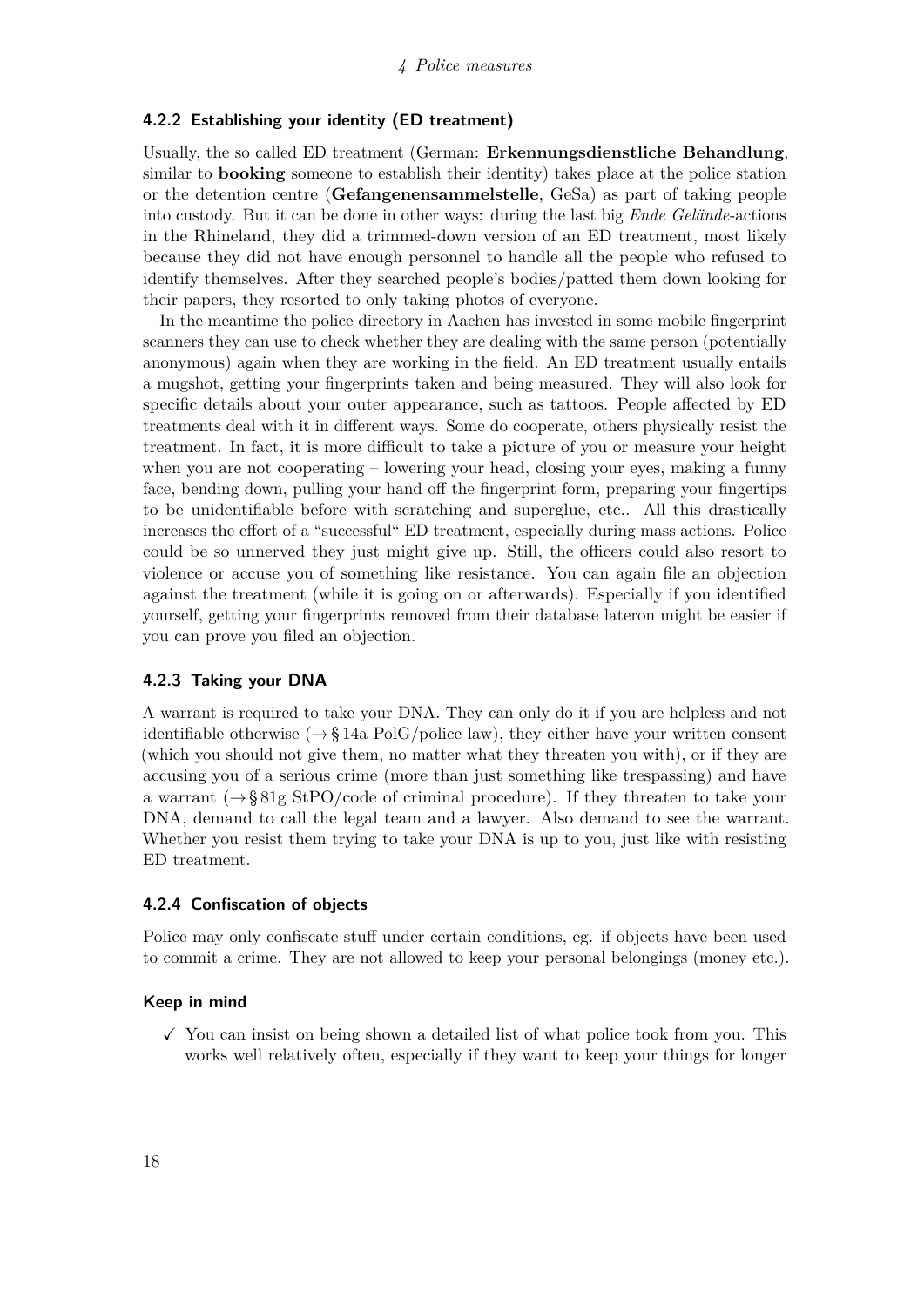### 4.2.2 Establishing your identity (ED treatment)

Usually, the so called ED treatment (German: **Erkennungsdienstliche Behandlung**, similar to **booking** someone to establish their identity) takes place at the police station or the detention centre (**Gefangenensammelstelle**, GeSa) as part of taking people into custody. But it can be done in other ways: during the last big *Ende Gelände*-actions in the Rhineland, they did a trimmed-down version of an ED treatment, most likely because they did not have enough personnel to handle all the people who refused to identify themselves. After they searched people's bodies/patted them down looking for their papers, they resorted to only taking photos of everyone.

In the meantime the police directory in Aachen has invested in some mobile fingerprint scanners they can use to check whether they are dealing with the same person (potentially anonymous) again when they are working in the field. An ED treatment usually entails a mugshot, getting your fingerprints taken and being measured. They will also look for specific details about your outer appearance, such as tattoos. People affected by ED treatments deal with it in different ways. Some do cooperate, others physically resist the treatment. In fact, it is more difficult to take a picture of you or measure your height when you are not cooperating – lowering your head, closing your eyes, making a funny face, bending down, pulling your hand off the fingerprint form, preparing your fingertips to be unidentifiable before with scratching and superglue, etc.. All this drastically increases the effort of a "successful" ED treatment, especially during mass actions. Police could be so unnerved they just might give up. Still, the officers could also resort to violence or accuse you of something like resistance. You can again file an objection against the treatment (while it is going on or afterwards). Especially if you identified yourself, getting your fingerprints removed from their database lateron might be easier if you can prove you filed an objection.

### 4.2.3 Taking your DNA

A warrant is required to take your DNA. They can only do it if you are helpless and not identifiable otherwise (→ § 14a PolG/police law), they either have your written consent (which you should not give them, no matter what they threaten you with), or if they are accusing you of a serious crime (more than just something like trespassing) and have a warrant (→ § 81g StPO/code of criminal procedure). If they threaten to take your DNA, demand to call the legal team and a lawyer. Also demand to see the warrant. Whether you resist them trying to take your DNA is up to you, just like with resisting ED treatment.

### 4.2.4 Confiscation of objects

Police may only confiscate stuff under certain conditions, eg. if objects have been used to commit a crime. They are not allowed to keep your personal belongings (money etc.).

#### Keep in mind

- ✓ You can insist on being shown a detailed list of what police took from you. This works well relatively often, especially if they want to keep your things for longer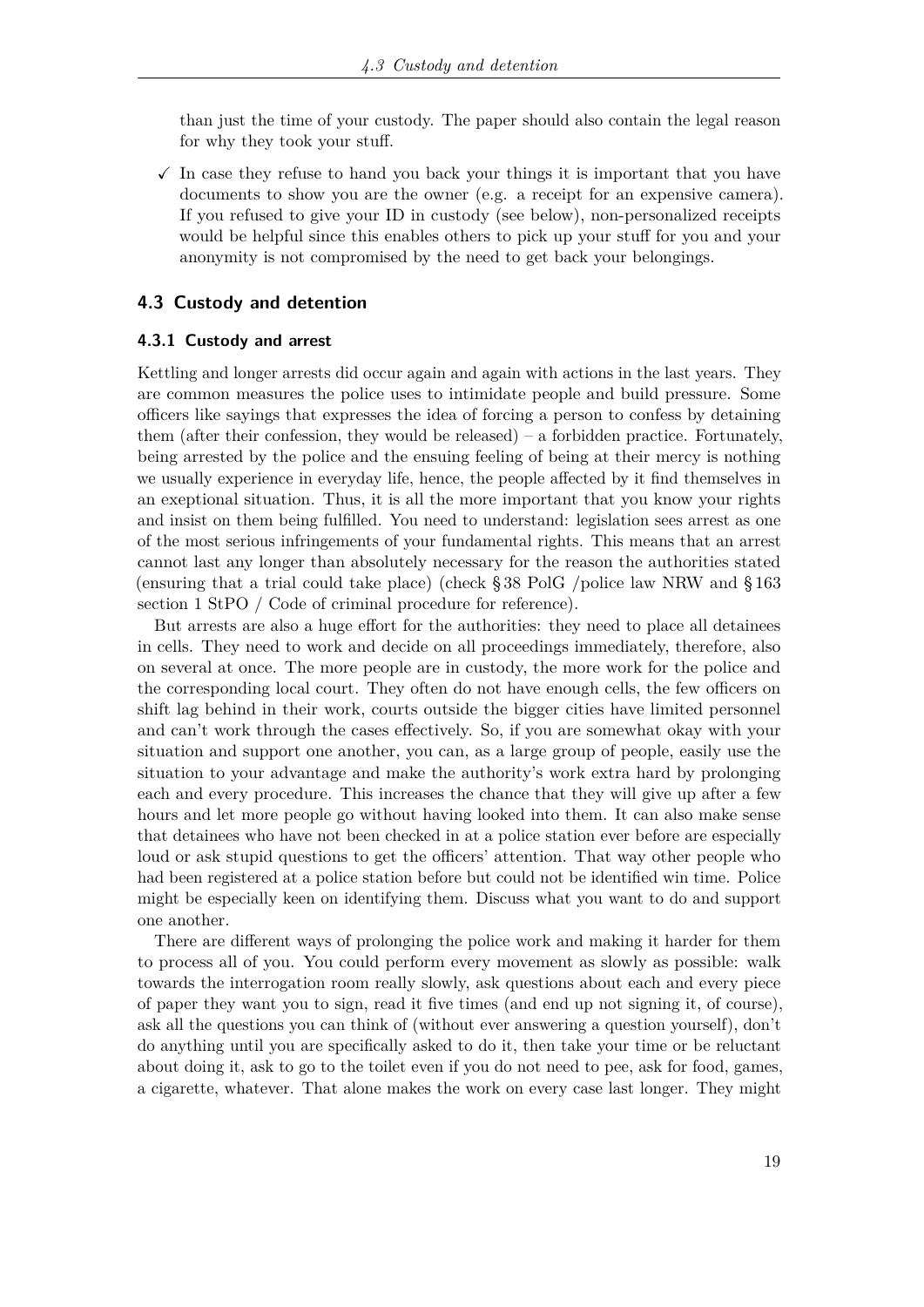than just the time of your custody. The paper should also contain the legal reason for why they took your stuff.

✓ In case they refuse to hand you back your things it is important that you have documents to show you are the owner (e.g. a receipt for an expensive camera). If you refused to give your ID in custody (see below), non-personalized receipts would be helpful since this enables others to pick up your stuff for you and your anonymity is not compromised by the need to get back your belongings.

## 4.3 Custody and detention

### 4.3.1 Custody and arrest

Kettling and longer arrests did occur again and again with actions in the last years. They are common measures the police uses to intimidate people and build pressure. Some officers like sayings that expresses the idea of forcing a person to confess by detaining them (after their confession, they would be released) – a forbidden practice. Fortunately, being arrested by the police and the ensuing feeling of being at their mercy is nothing we usually experience in everyday life, hence, the people affected by it find themselves in an exceptional situation. Thus, it is all the more important that you know your rights and insist on them being fulfilled. You need to understand: legislation sees arrest as one of the most serious infringements of your fundamental rights. This means that an arrest cannot last any longer than absolutely necessary for the reason the authorities stated (ensuring that a trial could take place) (check § 38 PolG /police law NRW and § 163 section 1 StPO / Code of criminal procedure for reference).

But arrests are also a huge effort for the authorities: they need to place all detainees in cells. They need to work and decide on all proceedings immediately, therefore, also on several at once. The more people are in custody, the more work for the police and the corresponding local court. They often do not have enough cells, the few officers on shift lag behind in their work, courts outside the bigger cities have limited personnel and can't work through the cases effectively. So, if you are somewhat okay with your situation and support one another, you can, as a large group of people, easily use the situation to your advantage and make the authority's work extra hard by prolonging each and every procedure. This increases the chance that they will give up after a few hours and let more people go without having looked into them. It can also make sense that detainees who have not been checked in at a police station ever before are especially loud or ask stupid questions to get the officers' attention. That way other people who had been registered at a police station before but could not be identified win time. Police might be especially keen on identifying them. Discuss what you want to do and support one another.

There are different ways of prolonging the police work and making it harder for them to process all of you. You could perform every movement as slowly as possible: walk towards the interrogation room really slowly, ask questions about each and every piece of paper they want you to sign, read it five times (and end up not signing it, of course), ask all the questions you can think of (without ever answering a question yourself), don't do anything until you are specifically asked to do it, then take your time or be reluctant about doing it, ask to go to the toilet even if you do not need to pee, ask for food, games, a cigarette, whatever. That alone makes the work on every case last longer. They might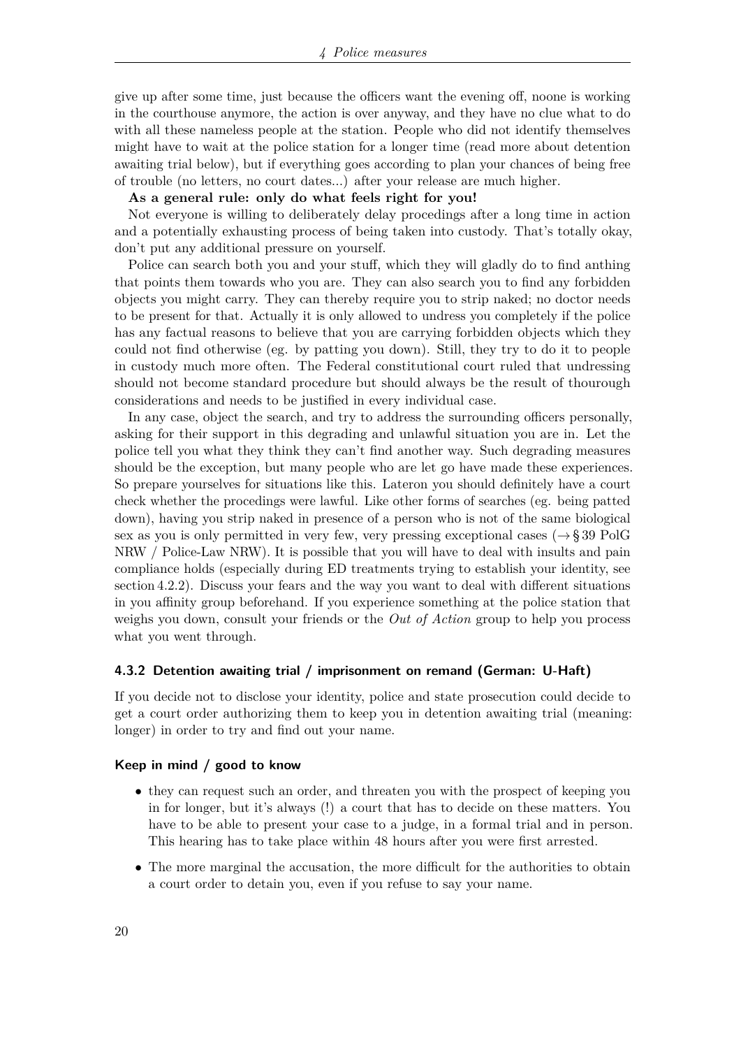give up after some time, just because the officers want the evening off, noone is working in the courthouse anymore, the action is over anyway, and they have no clue what to do with all these nameless people at the station. People who did not identify themselves might have to wait at the police station for a longer time (read more about detention awaiting trial below), but if everything goes according to plan your chances of being free of trouble (no letters, no court dates...) after your release are much higher.

**As a general rule: only do what feels right for you!**

Not everyone is willing to deliberately delay procedings after a long time in action and a potentially exhausting process of being taken into custody. That's totally okay, don't put any additional pressure on yourself.

Police can search both you and your stuff, which they will gladly do to find anthing that points them towards who you are. They can also search you to find any forbidden objects you might carry. They can thereby require you to strip naked; no doctor needs to be present for that. Actually it is only allowed to undress you completely if the police has any factual reasons to believe that you are carrying forbidden objects which they could not find otherwise (eg. by patting you down). Still, they try to do it to people in custody much more often. The Federal constitutional court ruled that undressing should not become standard procedure but should always be the result of thourough considerations and needs to be justified in every individual case.

In any case, object the search, and try to address the surrounding officers personally, asking for their support in this degrading and unlawful situation you are in. Let the police tell you what they think they can't find another way. Such degrading measures should be the exception, but many people who are let go have made these experiences. So prepare yourselves for situations like this. Lateron you should definitely have a court check whether the procedings were lawful. Like other forms of searches (eg. being patted down), having you strip naked in presence of a person who is not of the same biological sex as you is only permitted in very few, very pressing exceptional cases (→ § 39 PolG NRW / Police-Law NRW). It is possible that you will have to deal with insults and pain compliance holds (especially during ED treatments trying to establish your identity, see section 4.2.2). Discuss your fears and the way you want to deal with different situations in you affinity group beforehand. If you experience something at the police station that weighs you down, consult your friends or the *Out of Action* group to help you process what you went through.

### 4.3.2 Detention awaiting trial / imprisonment on remand (German: U-Haft)

If you decide not to disclose your identity, police and state prosecution could decide to get a court order authorizing them to keep you in detention awaiting trial (meaning: longer) in order to try and find out your name.

#### Keep in mind / good to know

- they can request such an order, and threaten you with the prospect of keeping you in for longer, but it's always (!) a court that has to decide on these matters. You have to be able to present your case to a judge, in a formal trial and in person. This hearing has to take place within 48 hours after you were first arrested.
- The more marginal the accusation, the more difficult for the authorities to obtain a court order to detain you, even if you refuse to say your name.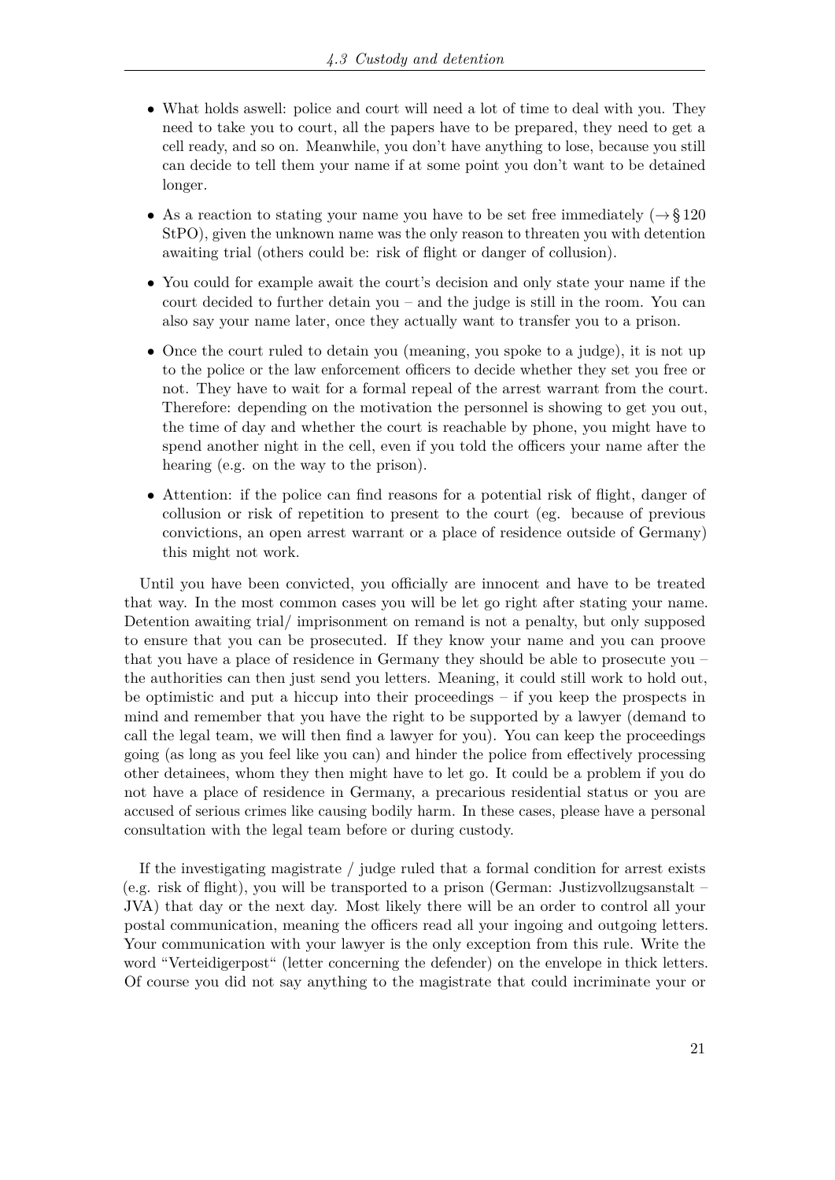- What holds aswell: police and court will need a lot of time to deal with you. They need to take you to court, all the papers have to be prepared, they need to get a cell ready, and so on. Meanwhile, you don't have anything to lose, because you still can decide to tell them your name if at some point you don't want to be detained longer.

- As a reaction to stating your name you have to be set free immediately (→ § 120 StPO), given the unknown name was the only reason to threaten you with detention awaiting trial (others could be: risk of flight or danger of collusion).

- You could for example await the court's decision and only state your name if the court decided to further detain you – and the judge is still in the room. You can also say your name later, once they actually want to transfer you to a prison.

- Once the court ruled to detain you (meaning, you spoke to a judge), it is not up to the police or the law enforcement officers to decide whether they set you free or not. They have to wait for a formal repeal of the arrest warrant from the court. Therefore: depending on the motivation the personnel is showing to get you out, the time of day and whether the court is reachable by phone, you might have to spend another night in the cell, even if you told the officers your name after the hearing (e.g. on the way to the prison).

- Attention: if the police can find reasons for a potential risk of flight, danger of collusion or risk of repetition to present to the court (eg. because of previous convictions, an open arrest warrant or a place of residence outside of Germany) this might not work.

Until you have been convicted, you officially are innocent and have to be treated that way. In the most common cases you will be let go right after stating your name. Detention awaiting trial/ imprisonment on remand is not a penalty, but only supposed to ensure that you can be prosecuted. If they know your name and you can proove that you have a place of residence in Germany they should be able to prosecute you – the authorities can then just send you letters. Meaning, it could still work to hold out, be optimistic and put a hiccup into their proceedings – if you keep the prospects in mind and remember that you have the right to be supported by a lawyer (demand to call the legal team, we will then find a lawyer for you). You can keep the proceedings going (as long as you feel like you can) and hinder the police from effectively processing other detainees, whom they then might have to let go. It could be a problem if you do not have a place of residence in Germany, a precarious residential status or you are accused of serious crimes like causing bodily harm. In these cases, please have a personal consultation with the legal team before or during custody.

If the investigating magistrate / judge ruled that a formal condition for arrest exists (e.g. risk of flight), you will be transported to a prison (German: Justizvollzugsanstalt – JVA) that day or the next day. Most likely there will be an order to control all your postal communication, meaning the officers read all your ingoing and outgoing letters. Your communication with your lawyer is the only exception from this rule. Write the word "Verteidigerpost" (letter concerning the defender) on the envelope in thick letters. Of course you did not say anything to the magistrate that could incriminate your or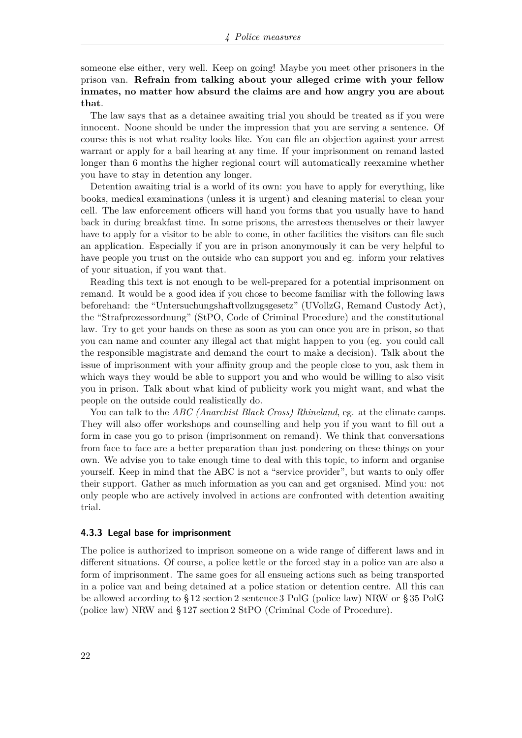someone else either, very well. Keep on going! Maybe you meet other prisoners in the prison van. **Refrain from talking about your alleged crime with your fellow inmates, no matter how absurd the claims are and how angry you are about that**.

The law says that as a detainee awaiting trial you should be treated as if you were innocent. Noone should be under the impression that you are serving a sentence. Of course this is not what reality looks like. You can file an objection against your arrest warrant or apply for a bail hearing at any time. If your imprisonment on remand lasted longer than 6 months the higher regional court will automatically reexamine whether you have to stay in detention any longer.

Detention awaiting trial is a world of its own: you have to apply for everything, like books, medical examinations (unless it is urgent) and cleaning material to clean your cell. The law enforcement officers will hand you forms that you usually have to hand back in during breakfast time. In some prisons, the arrestees themselves or their lawyer have to apply for a visitor to be able to come, in other facilities the visitors can file such an application. Especially if you are in prison anonymously it can be very helpful to have people you trust on the outside who can support you and eg. inform your relatives of your situation, if you want that.

Reading this text is not enough to be well-prepared for a potential imprisonment on remand. It would be a good idea if you chose to become familiar with the following laws beforehand: the "Untersuchungshaftvollzugsgesetz" (UVollzG, Remand Custody Act), the "Strafprozessordnung" (StPO, Code of Criminal Procedure) and the constitutional law. Try to get your hands on these as soon as you can once you are in prison, so that you can name and counter any illegal act that might happen to you (eg. you could call the responsible magistrate and demand the court to make a decision). Talk about the issue of imprisonment with your affinity group and the people close to you, ask them in which ways they would be able to support you and who would be willing to also visit you in prison. Talk about what kind of publicity work you might want, and what the people on the outside could realistically do.

You can talk to the *ABC (Anarchist Black Cross) Rhineland*, eg. at the climate camps. They will also offer workshops and counselling and help you if you want to fill out a form in case you go to prison (imprisonment on remand). We think that conversations from face to face are a better preparation than just pondering on these things on your own. We advise you to take enough time to deal with this topic, to inform and organise yourself. Keep in mind that the ABC is not a "service provider", but wants to only offer their support. Gather as much information as you can and get organised. Mind you: not only people who are actively involved in actions are confronted with detention awaiting trial.

### 4.3.3 Legal base for imprisonment

The police is authorized to imprison someone on a wide range of different laws and in different situations. Of course, a police kettle or the forced stay in a police van are also a form of imprisonment. The same goes for all ensueing actions such as being transported in a police van and being detained at a police station or detention centre. All this can be allowed according to § 12 section 2 sentence 3 PolG (police law) NRW or § 35 PolG (police law) NRW and § 127 section 2 StPO (Criminal Code of Procedure).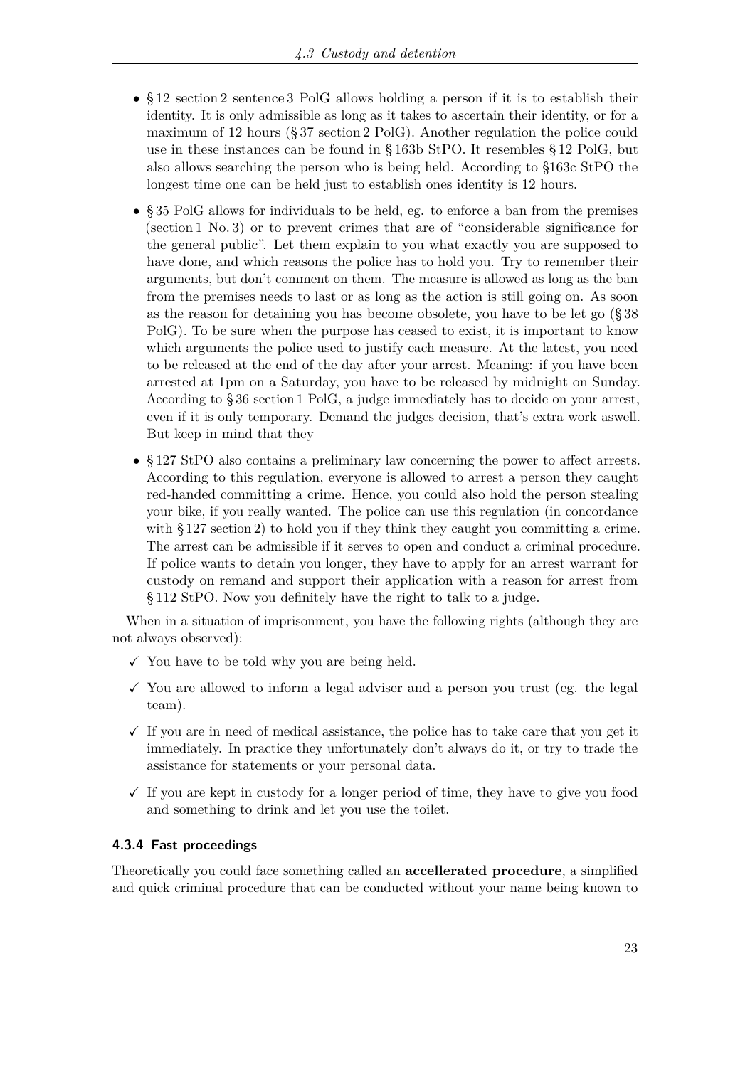- § 12 section 2 sentence 3 PolG allows holding a person if it is to establish their identity. It is only admissible as long as it takes to ascertain their identity, or for a maximum of 12 hours (§ 37 section 2 PolG). Another regulation the police could use in these instances can be found in § 163b StPO. It resembles § 12 PolG, but also allows searching the person who is being held. According to §163c StPO the longest time one can be held just to establish ones identity is 12 hours.

- § 35 PolG allows for individuals to be held, eg. to enforce a ban from the premises (section 1 No. 3) or to prevent crimes that are of "considerable significance for the general public". Let them explain to you what exactly you are supposed to have done, and which reasons the police has to hold you. Try to remember their arguments, but don't comment on them. The measure is allowed as long as the ban from the premises needs to last or as long as the action is still going on. As soon as the reason for detaining you has become obsolete, you have to be let go (§ 38 PolG). To be sure when the purpose has ceased to exist, it is important to know which arguments the police used to justify each measure. At the latest, you need to be released at the end of the day after your arrest. Meaning: if you have been arrested at 1pm on a Saturday, you have to be released by midnight on Sunday. According to § 36 section 1 PolG, a judge immediately has to decide on your arrest, even if it is only temporary. Demand the judges decision, that's extra work aswell. But keep in mind that they

- § 127 StPO also contains a preliminary law concerning the power to affect arrests. According to this regulation, everyone is allowed to arrest a person they caught red-handed committing a crime. Hence, you could also hold the person stealing your bike, if you really wanted. The police can use this regulation (in concordance with § 127 section 2) to hold you if they think they caught you committing a crime. The arrest can be admissible if it serves to open and conduct a criminal procedure. If police wants to detain you longer, they have to apply for an arrest warrant for custody on remand and support their application with a reason for arrest from § 112 StPO. Now you definitely have the right to talk to a judge.

When in a situation of imprisonment, you have the following rights (although they are not always observed):

- ✓ You have to be told why you are being held.
- ✓ You are allowed to inform a legal adviser and a person you trust (eg. the legal team).
- ✓ If you are in need of medical assistance, the police has to take care that you get it immediately. In practice they unfortunately don't always do it, or try to trade the assistance for statements or your personal data.
- ✓ If you are kept in custody for a longer period of time, they have to give you food and something to drink and let you use the toilet.

### 4.3.4 Fast proceedings

Theoretically you could face something called an **accellerated procedure**, a simplified and quick criminal procedure that can be conducted without your name being known to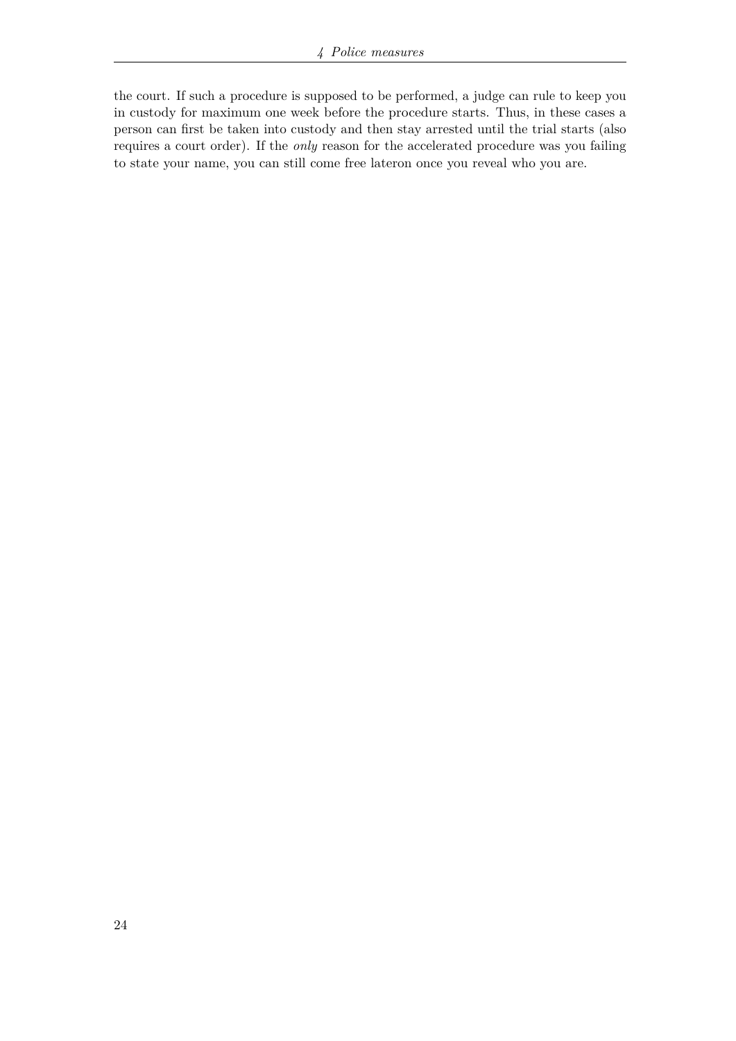the court. If such a procedure is supposed to be performed, a judge can rule to keep you in custody for maximum one week before the procedure starts. Thus, in these cases a person can first be taken into custody and then stay arrested until the trial starts (also requires a court order). If the *only* reason for the accelerated procedure was you failing to state your name, you can still come free lateron once you reveal who you are.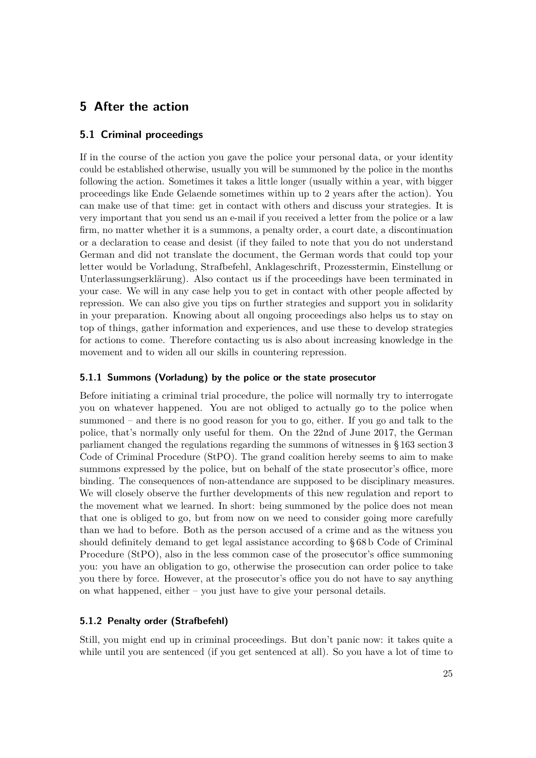# 5 After the action

## 5.1 Criminal proceedings

If in the course of the action you gave the police your personal data, or your identity could be established otherwise, usually you will be summoned by the police in the months following the action. Sometimes it takes a little longer (usually within a year, with bigger proceedings like Ende Gelaende sometimes within up to 2 years after the action). You can make use of that time: get in contact with others and discuss your strategies. It is very important that you send us an e-mail if you received a letter from the police or a law firm, no matter whether it is a summons, a penalty order, a court date, a discontinuation or a declaration to cease and desist (if they failed to note that you do not understand German and did not translate the document, the German words that could top your letter would be Vorladung, Strafbefehl, Anklageschrift, Prozesstermin, Einstellung or Unterlassungserklärung). Also contact us if the proceedings have been terminated in your case. We will in any case help you to get in contact with other people affected by repression. We can also give you tips on further strategies and support you in solidarity in your preparation. Knowing about all ongoing proceedings also helps us to stay on top of things, gather information and experiences, and use these to develop strategies for actions to come. Therefore contacting us is also about increasing knowledge in the movement and to widen all our skills in countering repression.

### 5.1.1 Summons (Vorladung) by the police or the state prosecutor

Before initiating a criminal trial procedure, the police will normally try to interrogate you on whatever happened. You are not obliged to actually go to the police when summoned – and there is no good reason for you to go, either. If you go and talk to the police, that's normally only useful for them. On the 22nd of June 2017, the German parliament changed the regulations regarding the summons of witnesses in § 163 section 3 Code of Criminal Procedure (StPO). The grand coalition hereby seems to aim to make summons expressed by the police, but on behalf of the state prosecutor's office, more binding. The consequences of non-attendance are supposed to be disciplinary measures. We will closely observe the further developments of this new regulation and report to the movement what we learned. In short: being summoned by the police does not mean that one is obliged to go, but from now on we need to consider going more carefully than we had to before. Both as the person accused of a crime and as the witness you should definitely demand to get legal assistance according to § 68 b Code of Criminal Procedure (StPO), also in the less common case of the prosecutor's office summoning you: you have an obligation to go, otherwise the prosecution can order police to take you there by force. However, at the prosecutor's office you do not have to say anything on what happened, either – you just have to give your personal details.

### 5.1.2 Penalty order (Strafbefehl)

Still, you might end up in criminal proceedings. But don't panic now: it takes quite a while until you are sentenced (if you get sentenced at all). So you have a lot of time to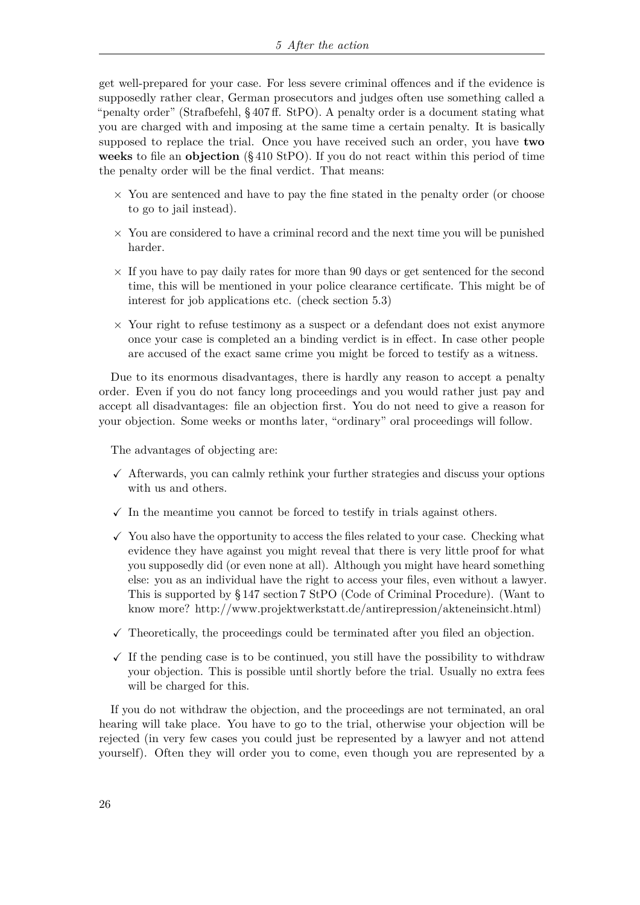get well-prepared for your case. For less severe criminal offences and if the evidence is supposedly rather clear, German prosecutors and judges often use something called a "penalty order" (Strafbefehl, § 407 ff. StPO). A penalty order is a document stating what you are charged with and imposing at the same time a certain penalty. It is basically supposed to replace the trial. Once you have received such an order, you have **two weeks** to file an **objection** (§ 410 StPO). If you do not react within this period of time the penalty order will be the final verdict. That means:

× You are sentenced and have to pay the fine stated in the penalty order (or choose to go to jail instead).

× You are considered to have a criminal record and the next time you will be punished harder.

× If you have to pay daily rates for more than 90 days or get sentenced for the second time, this will be mentioned in your police clearance certificate. This might be of interest for job applications etc. (check section 5.3)

× Your right to refuse testimony as a suspect or a defendant does not exist anymore once your case is completed an a binding verdict is in effect. In case other people are accused of the exact same crime you might be forced to testify as a witness.

Due to its enormous disadvantages, there is hardly any reason to accept a penalty order. Even if you do not fancy long proceedings and you would rather just pay and accept all disadvantages: file an objection first. You do not need to give a reason for your objection. Some weeks or months later, "ordinary" oral proceedings will follow.

The advantages of objecting are:

✓ Afterwards, you can calmly rethink your further strategies and discuss your options with us and others.

✓ In the meantime you cannot be forced to testify in trials against others.

✓ You also have the opportunity to access the files related to your case. Checking what evidence they have against you might reveal that there is very little proof for what you supposedly did (or even none at all). Although you might have heard something else: you as an individual have the right to access your files, even without a lawyer. This is supported by § 147 section 7 StPO (Code of Criminal Procedure). (Want to know more? http://www.projektwerkstatt.de/antirepression/akteneinsicht.html)

✓ Theoretically, the proceedings could be terminated after you filed an objection.

✓ If the pending case is to be continued, you still have the possibility to withdraw your objection. This is possible until shortly before the trial. Usually no extra fees will be charged for this.

If you do not withdraw the objection, and the proceedings are not terminated, an oral hearing will take place. You have to go to the trial, otherwise your objection will be rejected (in very few cases you could just be represented by a lawyer and not attend yourself). Often they will order you to come, even though you are represented by a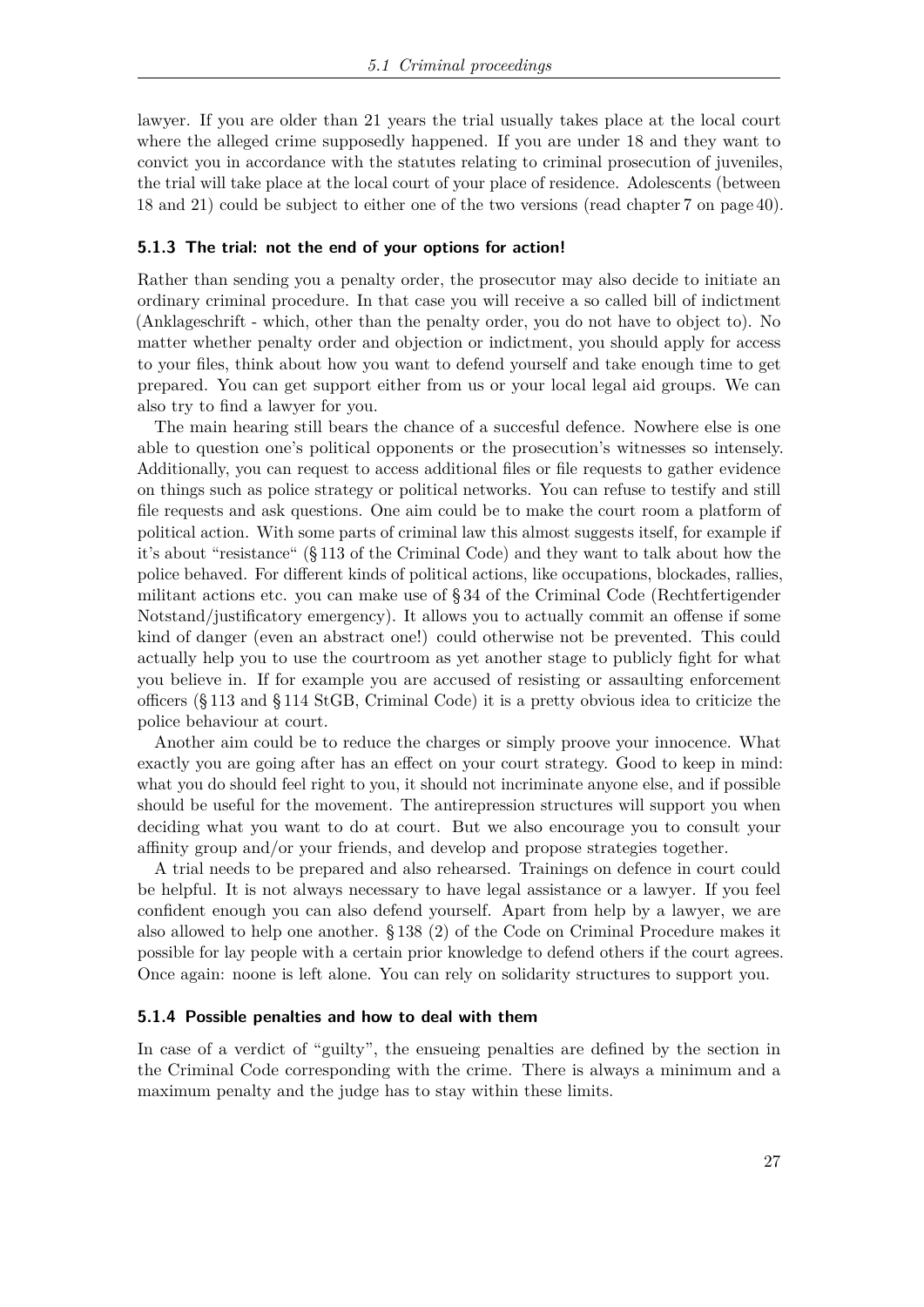lawyer. If you are older than 21 years the trial usually takes place at the local court where the alleged crime supposedly happened. If you are under 18 and they want to convict you in accordance with the statutes relating to criminal prosecution of juveniles, the trial will take place at the local court of your place of residence. Adolescents (between 18 and 21) could be subject to either one of the two versions (read chapter 7 on page 40).

### 5.1.3 The trial: not the end of your options for action!

Rather than sending you a penalty order, the prosecutor may also decide to initiate an ordinary criminal procedure. In that case you will receive a so called bill of indictment (Anklageschrift - which, other than the penalty order, you do not have to object to). No matter whether penalty order and objection or indictment, you should apply for access to your files, think about how you want to defend yourself and take enough time to get prepared. You can get support either from us or your local legal aid groups. We can also try to find a lawyer for you.

The main hearing still bears the chance of a succesful defence. Nowhere else is one able to question one's political opponents or the prosecution's witnesses so intensely. Additionally, you can request to access additional files or file requests to gather evidence on things such as police strategy or political networks. You can refuse to testify and still file requests and ask questions. One aim could be to make the court room a platform of political action. With some parts of criminal law this almost suggests itself, for example if it's about "resistance" (§ 113 of the Criminal Code) and they want to talk about how the police behaved. For different kinds of political actions, like occupations, blockades, rallies, militant actions etc. you can make use of § 34 of the Criminal Code (Rechtfertigender Notstand/justificatory emergency). It allows you to actually commit an offense if some kind of danger (even an abstract one!) could otherwise not be prevented. This could actually help you to use the courtroom as yet another stage to publicly fight for what you believe in. If for example you are accused of resisting or assaulting enforcement officers (§ 113 and § 114 StGB, Criminal Code) it is a pretty obvious idea to criticize the police behaviour at court.

Another aim could be to reduce the charges or simply proove your innocence. What exactly you are going after has an effect on your court strategy. Good to keep in mind: what you do should feel right to you, it should not incriminate anyone else, and if possible should be useful for the movement. The antirepression structures will support you when deciding what you want to do at court. But we also encourage you to consult your affinity group and/or your friends, and develop and propose strategies together.

A trial needs to be prepared and also rehearsed. Trainings on defence in court could be helpful. It is not always necessary to have legal assistance or a lawyer. If you feel confident enough you can also defend yourself. Apart from help by a lawyer, we are also allowed to help one another. § 138 (2) of the Code on Criminal Procedure makes it possible for lay people with a certain prior knowledge to defend others if the court agrees. Once again: noone is left alone. You can rely on solidarity structures to support you.

### 5.1.4 Possible penalties and how to deal with them

In case of a verdict of "guilty", the ensueing penalties are defined by the section in the Criminal Code corresponding with the crime. There is always a minimum and a maximum penalty and the judge has to stay within these limits.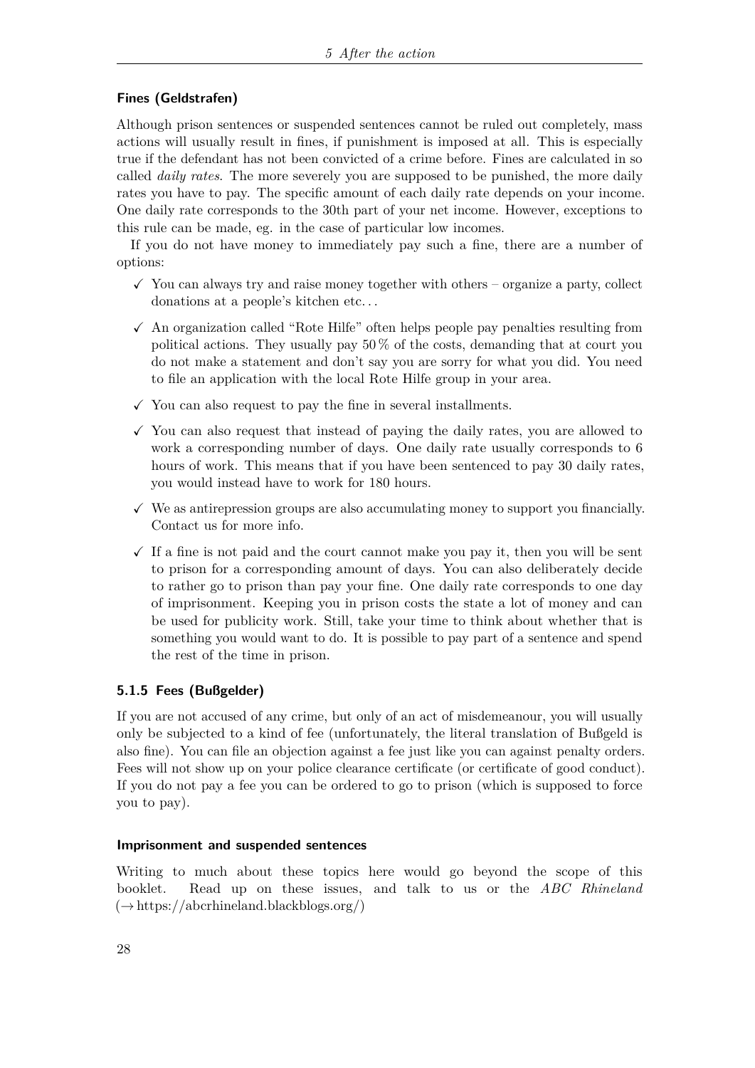#### Fines (Geldstrafen)

Although prison sentences or suspended sentences cannot be ruled out completely, mass actions will usually result in fines, if punishment is imposed at all. This is especially true if the defendant has not been convicted of a crime before. Fines are calculated in so called *daily rates*. The more severely you are supposed to be punished, the more daily rates you have to pay. The specific amount of each daily rate depends on your income. One daily rate corresponds to the 30th part of your net income. However, exceptions to this rule can be made, eg. in the case of particular low incomes.

If you do not have money to immediately pay such a fine, there are a number of options:

- ✓ You can always try and raise money together with others – organize a party, collect donations at a people's kitchen etc. . .
- ✓ An organization called "Rote Hilfe" often helps people pay penalties resulting from political actions. They usually pay 50 % of the costs, demanding that at court you do not make a statement and don't say you are sorry for what you did. You need to file an application with the local Rote Hilfe group in your area.
- ✓ You can also request to pay the fine in several installments.
- ✓ You can also request that instead of paying the daily rates, you are allowed to work a corresponding number of days. One daily rate usually corresponds to 6 hours of work. This means that if you have been sentenced to pay 30 daily rates, you would instead have to work for 180 hours.
- ✓ We as antirepression groups are also accumulating money to support you financially. Contact us for more info.
- ✓ If a fine is not paid and the court cannot make you pay it, then you will be sent to prison for a corresponding amount of days. You can also deliberately decide to rather go to prison than pay your fine. One daily rate corresponds to one day of imprisonment. Keeping you in prison costs the state a lot of money and can be used for publicity work. Still, take your time to think about whether that is something you would want to do. It is possible to pay part of a sentence and spend the rest of the time in prison.

### 5.1.5 Fees (Bußgelder)

If you are not accused of any crime, but only of an act of misdemeanour, you will usually only be subjected to a kind of fee (unfortunately, the literal translation of Bußgeld is also fine). You can file an objection against a fee just like you can against penalty orders. Fees will not show up on your police clearance certificate (or certificate of good conduct). If you do not pay a fee you can be ordered to go to prison (which is supposed to force you to pay).

#### Imprisonment and suspended sentences

Writing to much about these topics here would go beyond the scope of this booklet. Read up on these issues, and talk to us or the *ABC Rhineland* (→ https://abcrhineland.blackblogs.org/)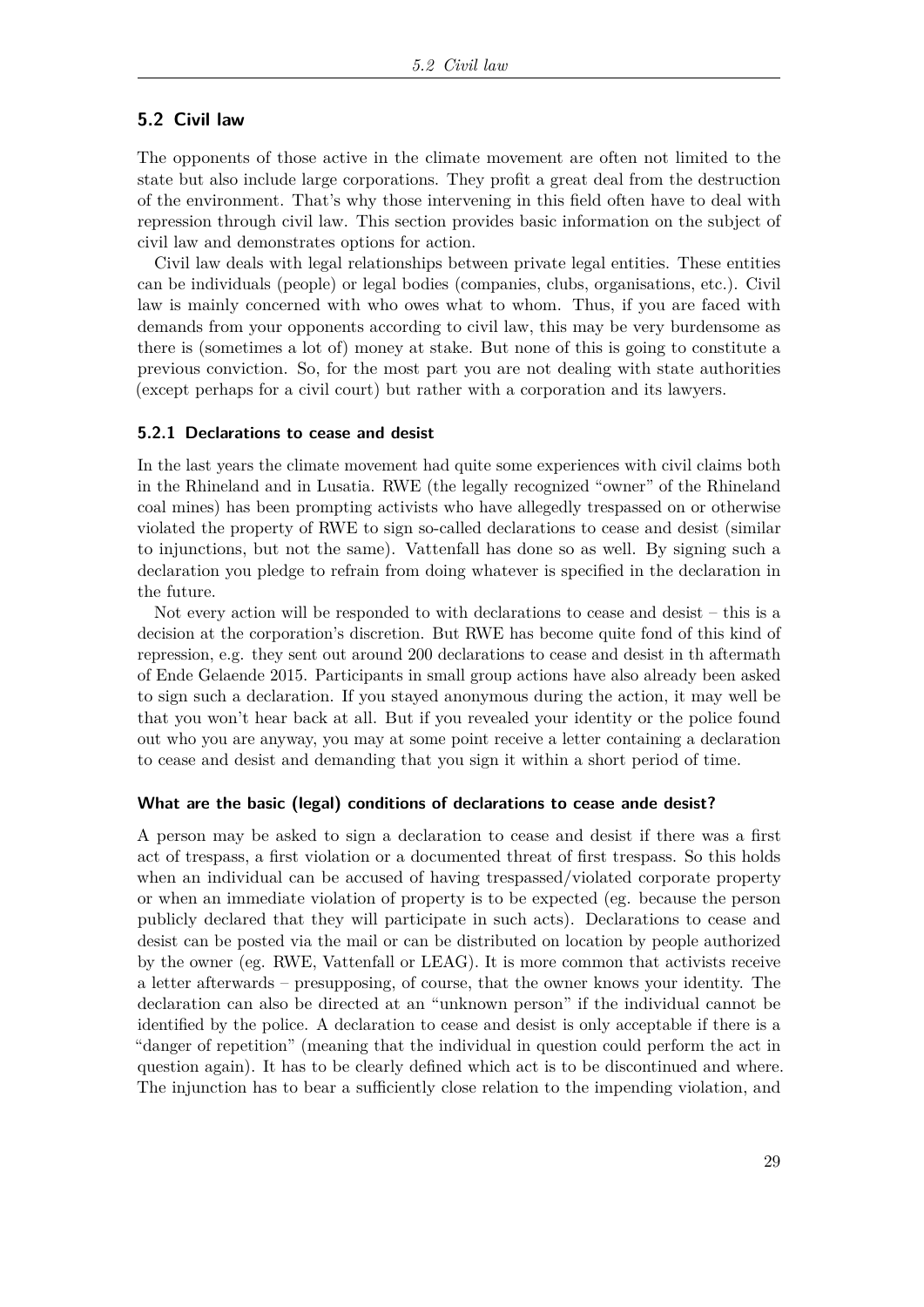## 5.2 Civil law

The opponents of those active in the climate movement are often not limited to the state but also include large corporations. They profit a great deal from the destruction of the environment. That's why those intervening in this field often have to deal with repression through civil law. This section provides basic information on the subject of civil law and demonstrates options for action.

Civil law deals with legal relationships between private legal entities. These entities can be individuals (people) or legal bodies (companies, clubs, organisations, etc.). Civil law is mainly concerned with who owes what to whom. Thus, if you are faced with demands from your opponents according to civil law, this may be very burdensome as there is (sometimes a lot of) money at stake. But none of this is going to constitute a previous conviction. So, for the most part you are not dealing with state authorities (except perhaps for a civil court) but rather with a corporation and its lawyers.

### 5.2.1 Declarations to cease and desist

In the last years the climate movement had quite some experiences with civil claims both in the Rhineland and in Lusatia. RWE (the legally recognized "owner" of the Rhineland coal mines) has been prompting activists who have allegedly trespassed on or otherwise violated the property of RWE to sign so-called declarations to cease and desist (similar to injunctions, but not the same). Vattenfall has done so as well. By signing such a declaration you pledge to refrain from doing whatever is specified in the declaration in the future.

Not every action will be responded to with declarations to cease and desist – this is a decision at the corporation's discretion. But RWE has become quite fond of this kind of repression, e.g. they sent out around 200 declarations to cease and desist in th aftermath of Ende Gelaende 2015. Participants in small group actions have also already been asked to sign such a declaration. If you stayed anonymous during the action, it may well be that you won't hear back at all. But if you revealed your identity or the police found out who you are anyway, you may at some point receive a letter containing a declaration to cease and desist and demanding that you sign it within a short period of time.

#### What are the basic (legal) conditions of declarations to cease ande desist?

A person may be asked to sign a declaration to cease and desist if there was a first act of trespass, a first violation or a documented threat of first trespass. So this holds when an individual can be accused of having trespassed/violated corporate property or when an immediate violation of property is to be expected (eg. because the person publicly declared that they will participate in such acts). Declarations to cease and desist can be posted via the mail or can be distributed on location by people authorized by the owner (eg. RWE, Vattenfall or LEAG). It is more common that activists receive a letter afterwards – presupposing, of course, that the owner knows your identity. The declaration can also be directed at an "unknown person" if the individual cannot be identified by the police. A declaration to cease and desist is only acceptable if there is a "danger of repetition" (meaning that the individual in question could perform the act in question again). It has to be clearly defined which act is to be discontinued and where. The injunction has to bear a sufficiently close relation to the impending violation, and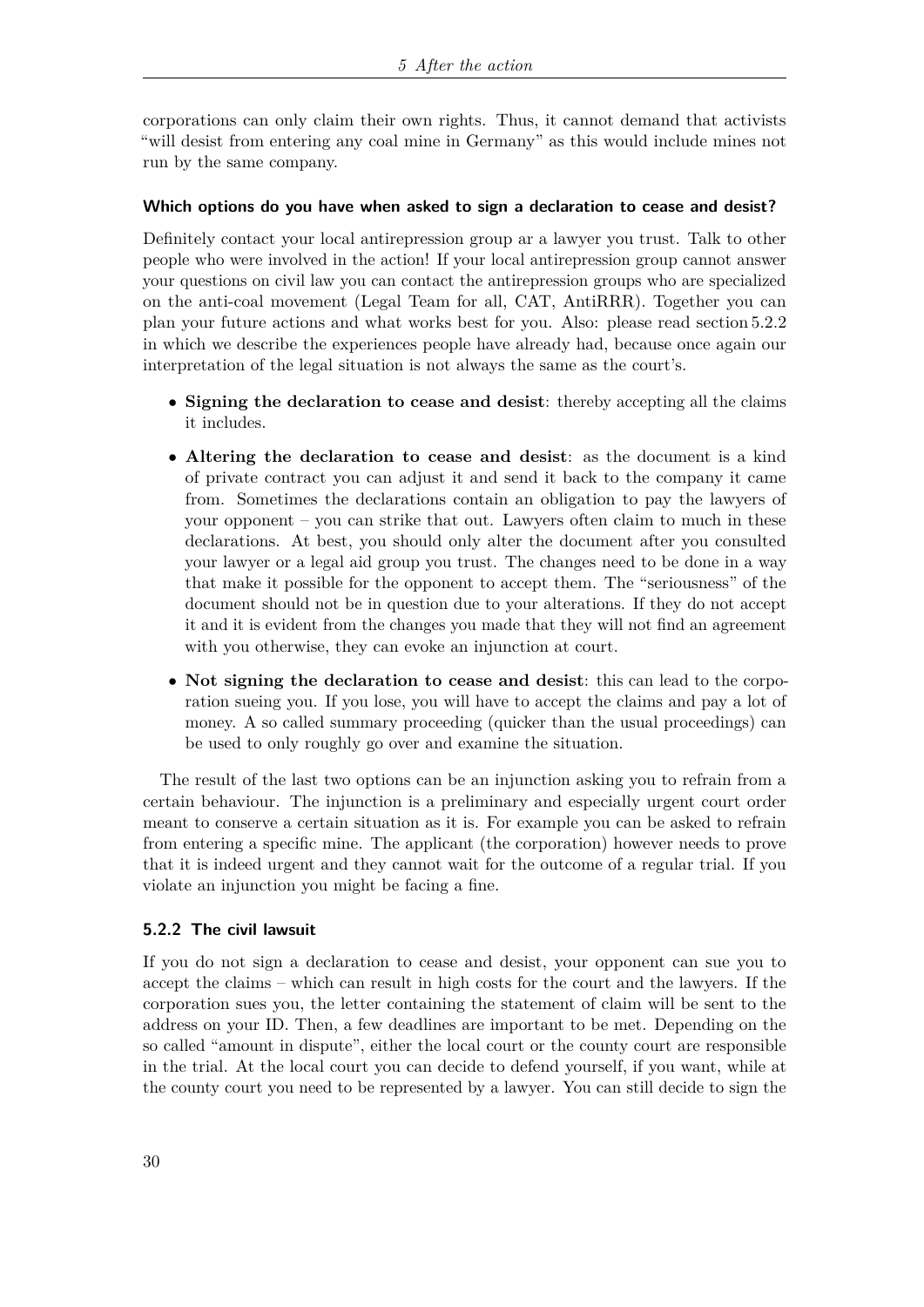corporations can only claim their own rights. Thus, it cannot demand that activists "will desist from entering any coal mine in Germany" as this would include mines not run by the same company.

#### Which options do you have when asked to sign a declaration to cease and desist?

Definitely contact your local antirepression group ar a lawyer you trust. Talk to other people who were involved in the action! If your local antirepression group cannot answer your questions on civil law you can contact the antirepression groups who are specialized on the anti-coal movement (Legal Team for all, CAT, AntiRRR). Together you can plan your future actions and what works best for you. Also: please read section 5.2.2 in which we describe the experiences people have already had, because once again our interpretation of the legal situation is not always the same as the court's.

- **Signing the declaration to cease and desist**: thereby accepting all the claims it includes.
- **Altering the declaration to cease and desist**: as the document is a kind of private contract you can adjust it and send it back to the company it came from. Sometimes the declarations contain an obligation to pay the lawyers of your opponent – you can strike that out. Lawyers often claim to much in these declarations. At best, you should only alter the document after you consulted your lawyer or a legal aid group you trust. The changes need to be done in a way that make it possible for the opponent to accept them. The "seriousness" of the document should not be in question due to your alterations. If they do not accept it and it is evident from the changes you made that they will not find an agreement with you otherwise, they can evoke an injunction at court.
- **Not signing the declaration to cease and desist**: this can lead to the corporation sueing you. If you lose, you will have to accept the claims and pay a lot of money. A so called summary proceeding (quicker than the usual proceedings) can be used to only roughly go over and examine the situation.

The result of the last two options can be an injunction asking you to refrain from a certain behaviour. The injunction is a preliminary and especially urgent court order meant to conserve a certain situation as it is. For example you can be asked to refrain from entering a specific mine. The applicant (the corporation) however needs to prove that it is indeed urgent and they cannot wait for the outcome of a regular trial. If you violate an injunction you might be facing a fine.

### 5.2.2 The civil lawsuit

If you do not sign a declaration to cease and desist, your opponent can sue you to accept the claims – which can result in high costs for the court and the lawyers. If the corporation sues you, the letter containing the statement of claim will be sent to the address on your ID. Then, a few deadlines are important to be met. Depending on the so called "amount in dispute", either the local court or the county court are responsible in the trial. At the local court you can decide to defend yourself, if you want, while at the county court you need to be represented by a lawyer. You can still decide to sign the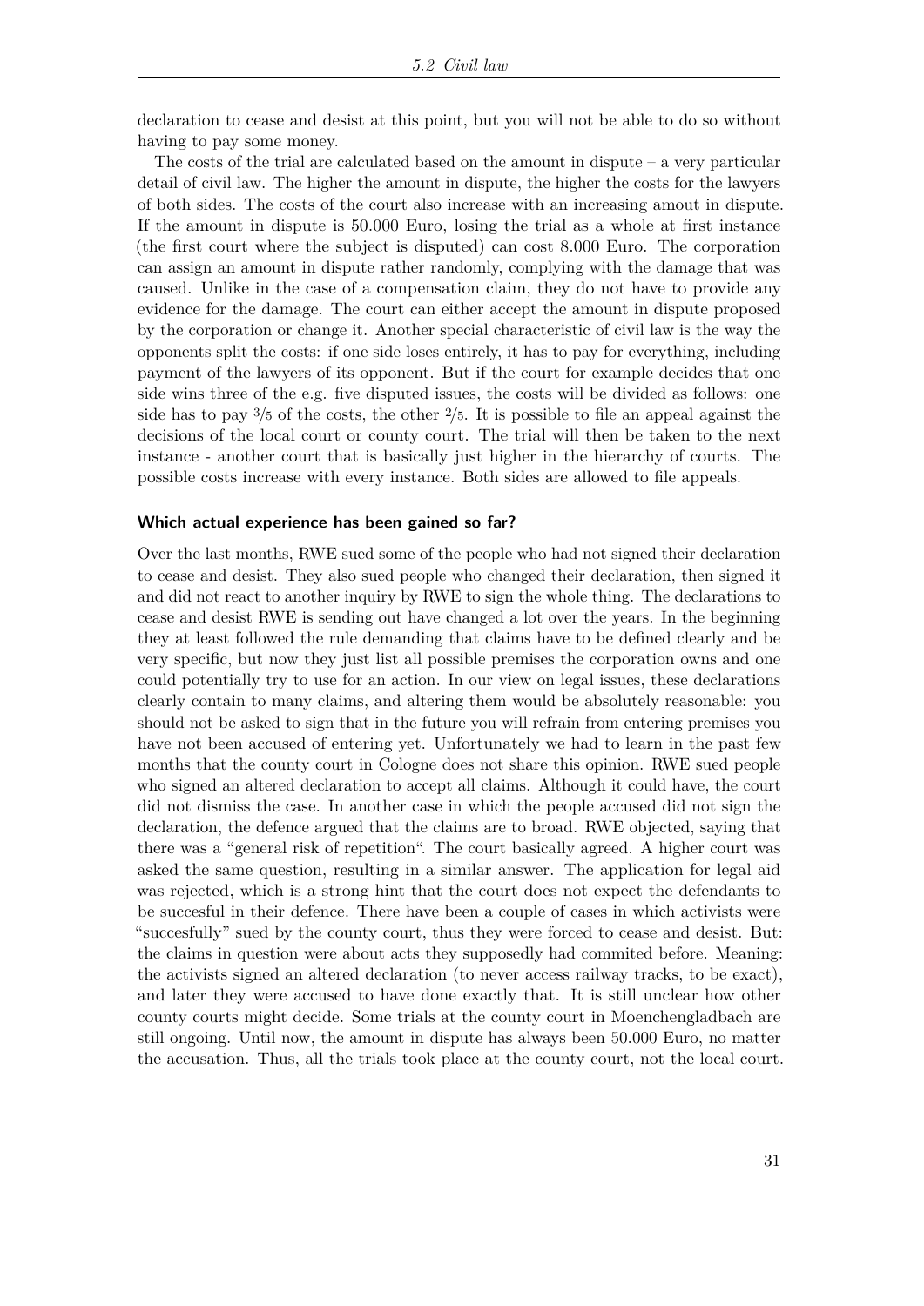declaration to cease and desist at this point, but you will not be able to do so without having to pay some money.

The costs of the trial are calculated based on the amount in dispute – a very particular detail of civil law. The higher the amount in dispute, the higher the costs for the lawyers of both sides. The costs of the court also increase with an increasing amout in dispute. If the amount in dispute is 50.000 Euro, losing the trial as a whole at first instance (the first court where the subject is disputed) can cost 8.000 Euro. The corporation can assign an amount in dispute rather randomly, complying with the damage that was caused. Unlike in the case of a compensation claim, they do not have to provide any evidence for the damage. The court can either accept the amount in dispute proposed by the corporation or change it. Another special characteristic of civil law is the way the opponents split the costs: if one side loses entirely, it has to pay for everything, including payment of the lawyers of its opponent. But if the court for example decides that one side wins three of the e.g. five disputed issues, the costs will be divided as follows: one side has to pay 3/5 of the costs, the other 2/5. It is possible to file an appeal against the decisions of the local court or county court. The trial will then be taken to the next instance - another court that is basically just higher in the hierarchy of courts. The possible costs increase with every instance. Both sides are allowed to file appeals.

#### Which actual experience has been gained so far?

Over the last months, RWE sued some of the people who had not signed their declaration to cease and desist. They also sued people who changed their declaration, then signed it and did not react to another inquiry by RWE to sign the whole thing. The declarations to cease and desist RWE is sending out have changed a lot over the years. In the beginning they at least followed the rule demanding that claims have to be defined clearly and be very specific, but now they just list all possible premises the corporation owns and one could potentially try to use for an action. In our view on legal issues, these declarations clearly contain to many claims, and altering them would be absolutely reasonable: you should not be asked to sign that in the future you will refrain from entering premises you have not been accused of entering yet. Unfortunately we had to learn in the past few months that the county court in Cologne does not share this opinion. RWE sued people who signed an altered declaration to accept all claims. Although it could have, the court did not dismiss the case. In another case in which the people accused did not sign the declaration, the defence argued that the claims are to broad. RWE objected, saying that there was a "general risk of repetition". The court basically agreed. A higher court was asked the same question, resulting in a similar answer. The application for legal aid was rejected, which is a strong hint that the court does not expect the defendants to be succesful in their defence. There have been a couple of cases in which activists were "succesfully" sued by the county court, thus they were forced to cease and desist. But: the claims in question were about acts they supposedly had commited before. Meaning: the activists signed an altered declaration (to never access railway tracks, to be exact), and later they were accused to have done exactly that. It is still unclear how other county courts might decide. Some trials at the county court in Moenchengladbach are still ongoing. Until now, the amount in dispute has always been 50.000 Euro, no matter the accusation. Thus, all the trials took place at the county court, not the local court.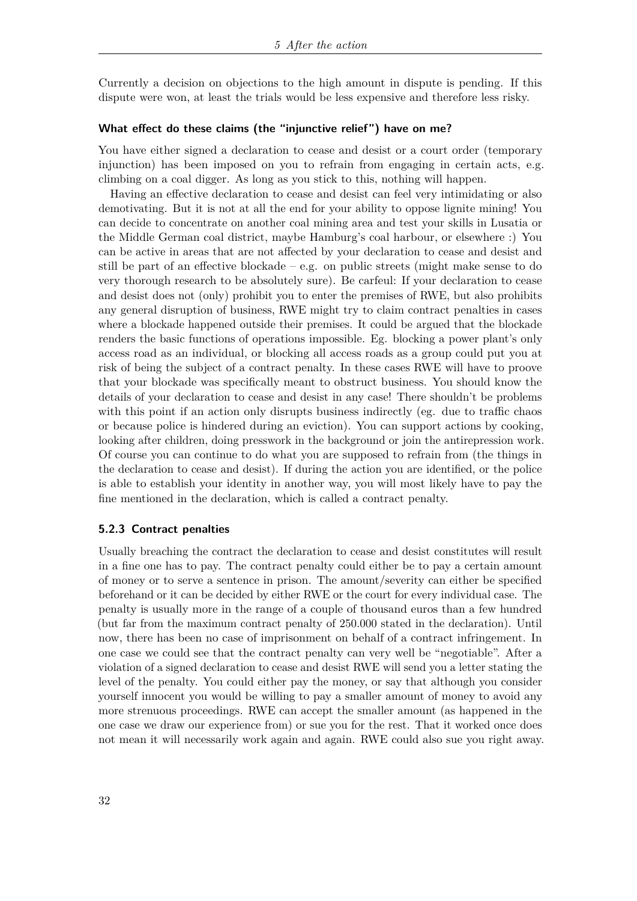Currently a decision on objections to the high amount in dispute is pending. If this dispute were won, at least the trials would be less expensive and therefore less risky.

#### What effect do these claims (the "injunctive relief") have on me?

You have either signed a declaration to cease and desist or a court order (temporary injunction) has been imposed on you to refrain from engaging in certain acts, e.g. climbing on a coal digger. As long as you stick to this, nothing will happen.

Having an effective declaration to cease and desist can feel very intimidating or also demotivating. But it is not at all the end for your ability to oppose lignite mining! You can decide to concentrate on another coal mining area and test your skills in Lusatia or the Middle German coal district, maybe Hamburg's coal harbour, or elsewhere :) You can be active in areas that are not affected by your declaration to cease and desist and still be part of an effective blockade – e.g. on public streets (might make sense to do very thorough research to be absolutely sure). Be carfeul: If your declaration to cease and desist does not (only) prohibit you to enter the premises of RWE, but also prohibits any general disruption of business, RWE might try to claim contract penalties in cases where a blockade happened outside their premises. It could be argued that the blockade renders the basic functions of operations impossible. Eg. blocking a power plant's only access road as an individual, or blocking all access roads as a group could put you at risk of being the subject of a contract penalty. In these cases RWE will have to proove that your blockade was specifically meant to obstruct business. You should know the details of your declaration to cease and desist in any case! There shouldn't be problems with this point if an action only disrupts business indirectly (eg. due to traffic chaos or because police is hindered during an eviction). You can support actions by cooking, looking after children, doing presswork in the background or join the antirepression work. Of course you can continue to do what you are supposed to refrain from (the things in the declaration to cease and desist). If during the action you are identified, or the police is able to establish your identity in another way, you will most likely have to pay the fine mentioned in the declaration, which is called a contract penalty.

### 5.2.3 Contract penalties

Usually breaching the contract the declaration to cease and desist constitutes will result in a fine one has to pay. The contract penalty could either be to pay a certain amount of money or to serve a sentence in prison. The amount/severity can either be specified beforehand or it can be decided by either RWE or the court for every individual case. The penalty is usually more in the range of a couple of thousand euros than a few hundred (but far from the maximum contract penalty of 250.000 stated in the declaration). Until now, there has been no case of imprisonment on behalf of a contract infringement. In one case we could see that the contract penalty can very well be "negotiable". After a violation of a signed declaration to cease and desist RWE will send you a letter stating the level of the penalty. You could either pay the money, or say that although you consider yourself innocent you would be willing to pay a smaller amount of money to avoid any more strenuous proceedings. RWE can accept the smaller amount (as happened in the one case we draw our experience from) or sue you for the rest. That it worked once does not mean it will necessarily work again and again. RWE could also sue you right away.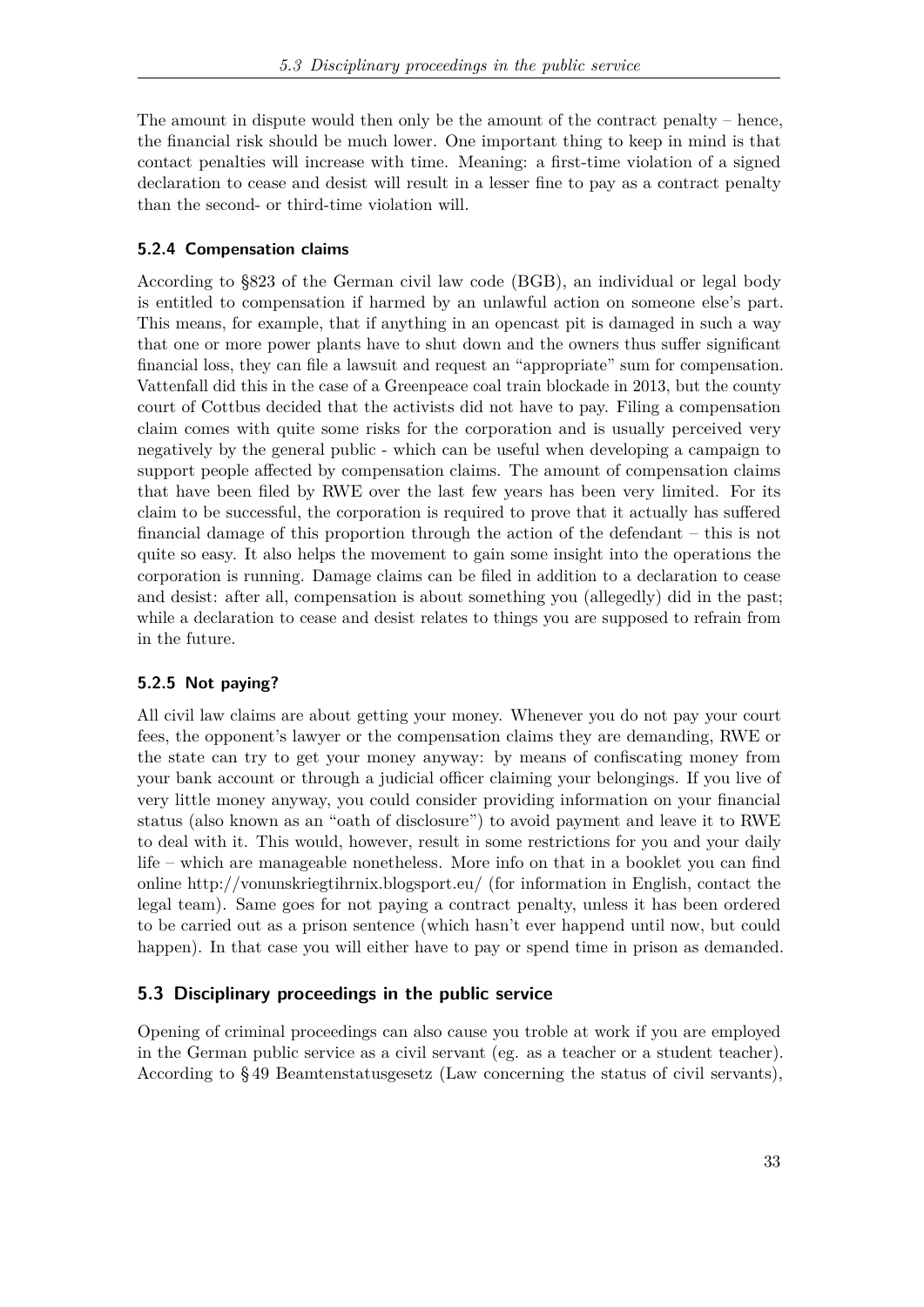The amount in dispute would then only be the amount of the contract penalty – hence, the financial risk should be much lower. One important thing to keep in mind is that contact penalties will increase with time. Meaning: a first-time violation of a signed declaration to cease and desist will result in a lesser fine to pay as a contract penalty than the second- or third-time violation will.

### 5.2.4 Compensation claims

According to §823 of the German civil law code (BGB), an individual or legal body is entitled to compensation if harmed by an unlawful action on someone else's part. This means, for example, that if anything in an opencast pit is damaged in such a way that one or more power plants have to shut down and the owners thus suffer significant financial loss, they can file a lawsuit and request an "appropriate" sum for compensation. Vattenfall did this in the case of a Greenpeace coal train blockade in 2013, but the county court of Cottbus decided that the activists did not have to pay. Filing a compensation claim comes with quite some risks for the corporation and is usually perceived very negatively by the general public - which can be useful when developing a campaign to support people affected by compensation claims. The amount of compensation claims that have been filed by RWE over the last few years has been very limited. For its claim to be successful, the corporation is required to prove that it actually has suffered financial damage of this proportion through the action of the defendant – this is not quite so easy. It also helps the movement to gain some insight into the operations the corporation is running. Damage claims can be filed in addition to a declaration to cease and desist: after all, compensation is about something you (allegedly) did in the past; while a declaration to cease and desist relates to things you are supposed to refrain from in the future.

### 5.2.5 Not paying?

All civil law claims are about getting your money. Whenever you do not pay your court fees, the opponent's lawyer or the compensation claims they are demanding, RWE or the state can try to get your money anyway: by means of confiscating money from your bank account or through a judicial officer claiming your belongings. If you live of very little money anyway, you could consider providing information on your financial status (also known as an "oath of disclosure") to avoid payment and leave it to RWE to deal with it. This would, however, result in some restrictions for you and your daily life – which are manageable nonetheless. More info on that in a booklet you can find online http://vonunskriegtihrnix.blogsport.eu/ (for information in English, contact the legal team). Same goes for not paying a contract penalty, unless it has been ordered to be carried out as a prison sentence (which hasn't ever happend until now, but could happen). In that case you will either have to pay or spend time in prison as demanded.

## 5.3 Disciplinary proceedings in the public service

Opening of criminal proceedings can also cause you troble at work if you are employed in the German public service as a civil servant (eg. as a teacher or a student teacher). According to § 49 Beamtenstatusgesetz (Law concerning the status of civil servants),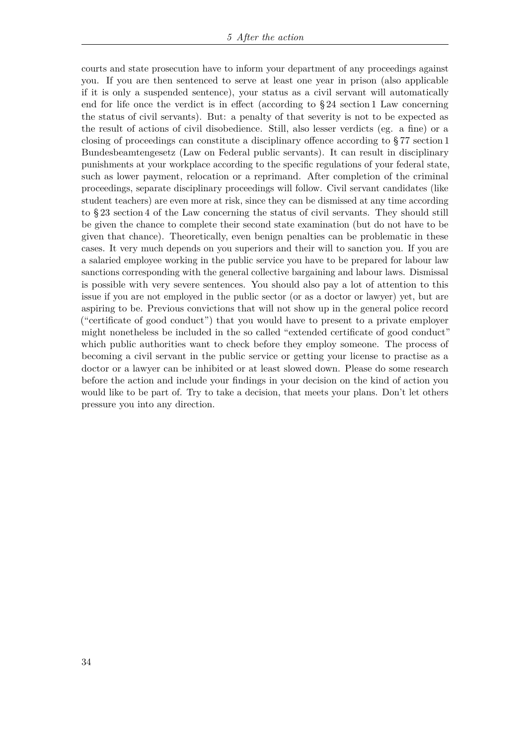courts and state prosecution have to inform your department of any proceedings against you. If you are then sentenced to serve at least one year in prison (also applicable if it is only a suspended sentence), your status as a civil servant will automatically end for life once the verdict is in effect (according to § 24 section 1 Law concerning the status of civil servants). But: a penalty of that severity is not to be expected as the result of actions of civil disobedience. Still, also lesser verdicts (eg. a fine) or a closing of proceedings can constitute a disciplinary offence according to § 77 section 1 Bundesbeamtengesetz (Law on Federal public servants). It can result in disciplinary punishments at your workplace according to the specific regulations of your federal state, such as lower payment, relocation or a reprimand. After completion of the criminal proceedings, separate disciplinary proceedings will follow. Civil servant candidates (like student teachers) are even more at risk, since they can be dismissed at any time according to § 23 section 4 of the Law concerning the status of civil servants. They should still be given the chance to complete their second state examination (but do not have to be given that chance). Theoretically, even benign penalties can be problematic in these cases. It very much depends on you superiors and their will to sanction you. If you are a salaried employee working in the public service you have to be prepared for labour law sanctions corresponding with the general collective bargaining and labour laws. Dismissal is possible with very severe sentences. You should also pay a lot of attention to this issue if you are not employed in the public sector (or as a doctor or lawyer) yet, but are aspiring to be. Previous convictions that will not show up in the general police record ("certificate of good conduct") that you would have to present to a private employer might nonetheless be included in the so called "extended certificate of good conduct" which public authorities want to check before they employ someone. The process of becoming a civil servant in the public service or getting your license to practise as a doctor or a lawyer can be inhibited or at least slowed down. Please do some research before the action and include your findings in your decision on the kind of action you would like to be part of. Try to take a decision, that meets your plans. Don't let others pressure you into any direction.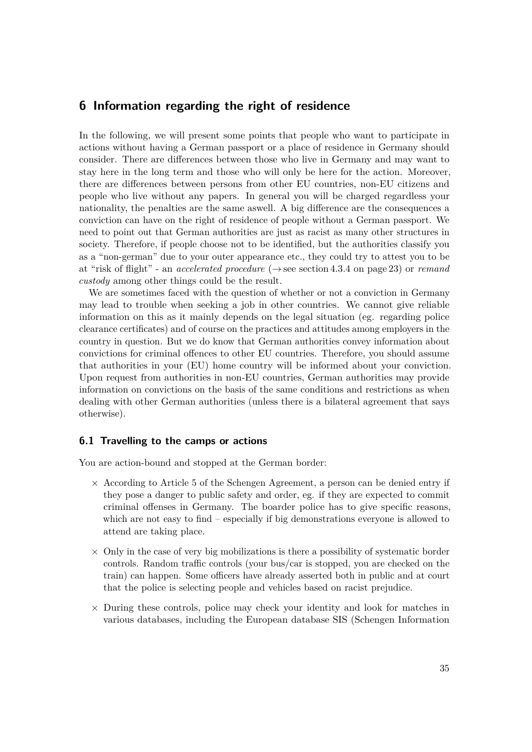## 6 Information regarding the right of residence

In the following, we will present some points that people who want to participate in actions without having a German passport or a place of residence in Germany should consider. There are differences between those who live in Germany and may want to stay here in the long term and those who will only be here for the action. Moreover, there are differences between persons from other EU countries, non-EU citizens and people who live without any papers. In general you will be charged regardless your nationality, the penalties are the same aswell. A big difference are the consequences a conviction can have on the right of residence of people without a German passport. We need to point out that German authorities are just as racist as many other structures in society. Therefore, if people choose not to be identified, but the authorities classify you as a "non-german" due to your outer appearance etc., they could try to attest you to be at "risk of flight" - an *accelerated procedure* (→ see section 4.3.4 on page 23) or *remand custody* among other things could be the result.

We are sometimes faced with the question of whether or not a conviction in Germany may lead to trouble when seeking a job in other countries. We cannot give reliable information on this as it mainly depends on the legal situation (eg. regarding police clearance certificates) and of course on the practices and attitudes among employers in the country in question. But we do know that German authorities convey information about convictions for criminal offences to other EU countries. Therefore, you should assume that authorities in your (EU) home country will be informed about your conviction. Upon request from authorities in non-EU countries, German authorities may provide information on convictions on the basis of the same conditions and restrictions as when dealing with other German authorities (unless there is a bilateral agreement that says otherwise).

### 6.1 Travelling to the camps or actions

You are action-bound and stopped at the German border:

- × According to Article 5 of the Schengen Agreement, a person can be denied entry if they pose a danger to public safety and order, eg. if they are expected to commit criminal offenses in Germany. The boarder police has to give specific reasons, which are not easy to find – especially if big demonstrations everyone is allowed to attend are taking place.
- × Only in the case of very big mobilizations is there a possibility of systematic border controls. Random traffic controls (your bus/car is stopped, you are checked on the train) can happen. Some officers have already asserted both in public and at court that the police is selecting people and vehicles based on racist prejudice.
- × During these controls, police may check your identity and look for matches in various databases, including the European database SIS (Schengen Information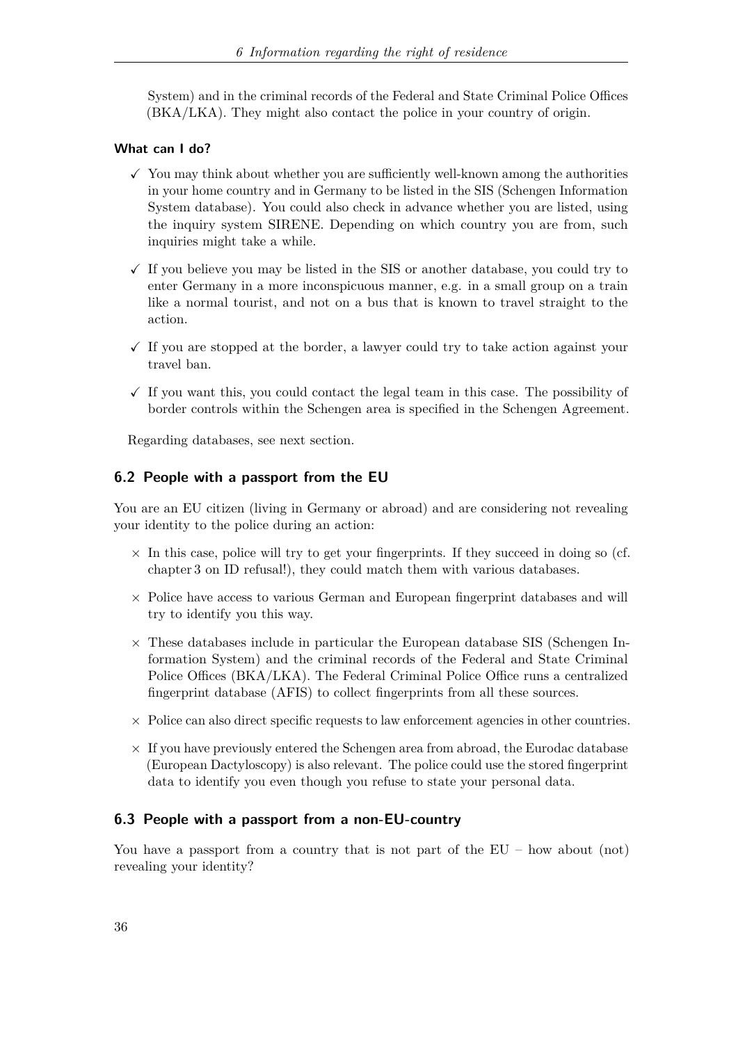System) and in the criminal records of the Federal and State Criminal Police Offices (BKA/LKA). They might also contact the police in your country of origin.

**What can I do?**

- ✓ You may think about whether you are sufficiently well-known among the authorities in your home country and in Germany to be listed in the SIS (Schengen Information System database). You could also check in advance whether you are listed, using the inquiry system SIRENE. Depending on which country you are from, such inquiries might take a while.
- ✓ If you believe you may be listed in the SIS or another database, you could try to enter Germany in a more inconspicuous manner, e.g. in a small group on a train like a normal tourist, and not on a bus that is known to travel straight to the action.
- ✓ If you are stopped at the border, a lawyer could try to take action against your travel ban.
- ✓ If you want this, you could contact the legal team in this case. The possibility of border controls within the Schengen area is specified in the Schengen Agreement.

Regarding databases, see next section.

## 6.2 People with a passport from the EU

You are an EU citizen (living in Germany or abroad) and are considering not revealing your identity to the police during an action:

- × In this case, police will try to get your fingerprints. If they succeed in doing so (cf. chapter 3 on ID refusal!), they could match them with various databases.
- × Police have access to various German and European fingerprint databases and will try to identify you this way.
- × These databases include in particular the European database SIS (Schengen Information System) and the criminal records of the Federal and State Criminal Police Offices (BKA/LKA). The Federal Criminal Police Office runs a centralized fingerprint database (AFIS) to collect fingerprints from all these sources.
- × Police can also direct specific requests to law enforcement agencies in other countries.
- × If you have previously entered the Schengen area from abroad, the Eurodac database (European Dactyloscopy) is also relevant. The police could use the stored fingerprint data to identify you even though you refuse to state your personal data.

## 6.3 People with a passport from a non-EU-country

You have a passport from a country that is not part of the EU – how about (not) revealing your identity?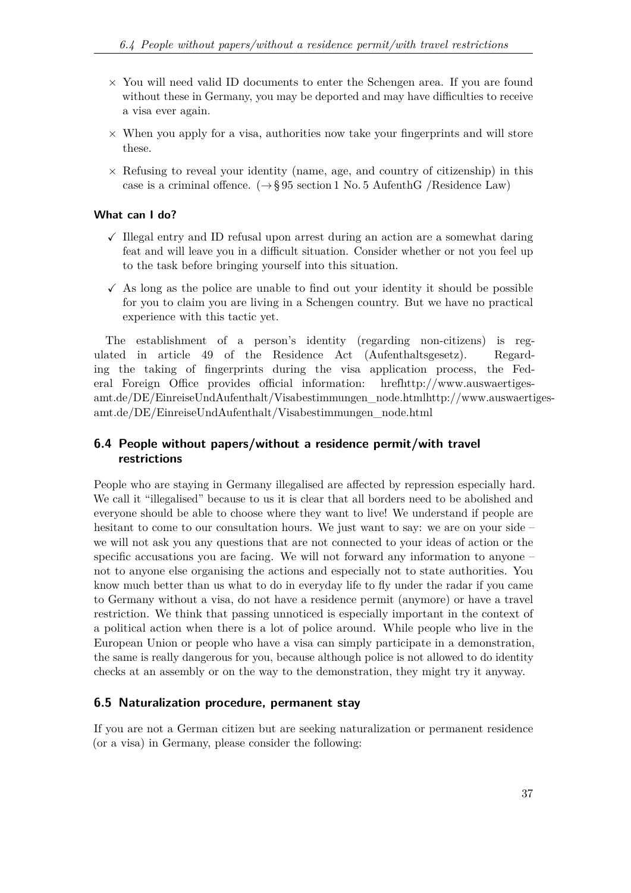- × You will need valid ID documents to enter the Schengen area. If you are found without these in Germany, you may be deported and may have difficulties to receive a visa ever again.
- × When you apply for a visa, authorities now take your fingerprints and will store these.
- × Refusing to reveal your identity (name, age, and country of citizenship) in this case is a criminal offence. (→ § 95 section 1 No. 5 AufenthG /Residence Law)

**What can I do?**

- ✓ Illegal entry and ID refusal upon arrest during an action are a somewhat daring feat and will leave you in a difficult situation. Consider whether or not you feel up to the task before bringing yourself into this situation.
- ✓ As long as the police are unable to find out your identity it should be possible for you to claim you are living in a Schengen country. But we have no practical experience with this tactic yet.

The establishment of a person's identity (regarding non-citizens) is regulated in article 49 of the Residence Act (Aufenthaltsgesetz). Regarding the taking of fingerprints during the visa application process, the Federal Foreign Office provides official information: hrefhttp://www.auswaertiges-amt.de/DE/EinreiseUndAufenthalt/Visabestimmungen_node.htmlhttp://www.auswaertiges-amt.de/DE/EinreiseUndAufenthalt/Visabestimmungen_node.html

## 6.4 People without papers/without a residence permit/with travel restrictions

People who are staying in Germany illegalised are affected by repression especially hard. We call it "illegalised" because to us it is clear that all borders need to be abolished and everyone should be able to choose where they want to live! We understand if people are hesitant to come to our consultation hours. We just want to say: we are on your side – we will not ask you any questions that are not connected to your ideas of action or the specific accusations you are facing. We will not forward any information to anyone – not to anyone else organising the actions and especially not to state authorities. You know much better than us what to do in everyday life to fly under the radar if you came to Germany without a visa, do not have a residence permit (anymore) or have a travel restriction. We think that passing unnoticed is especially important in the context of a political action when there is a lot of police around. While people who live in the European Union or people who have a visa can simply participate in a demonstration, the same is really dangerous for you, because although police is not allowed to do identity checks at an assembly or on the way to the demonstration, they might try it anyway.

## 6.5 Naturalization procedure, permanent stay

If you are not a German citizen but are seeking naturalization or permanent residence (or a visa) in Germany, please consider the following: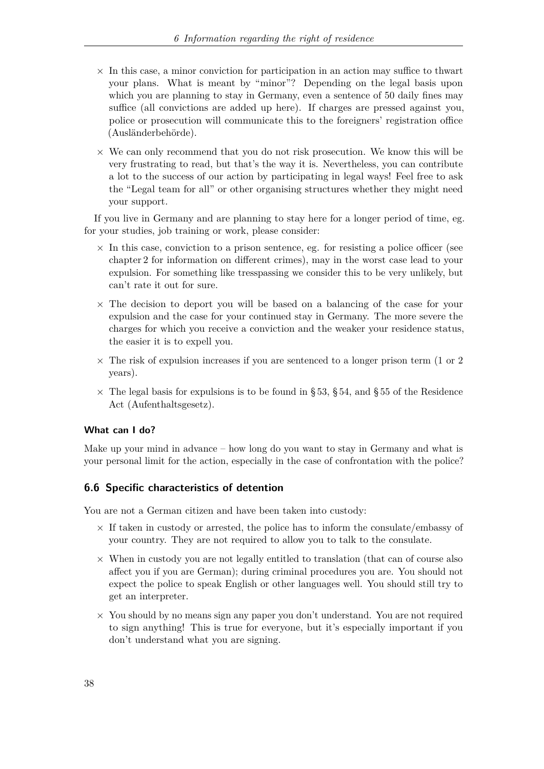- In this case, a minor conviction for participation in an action may suffice to thwart your plans. What is meant by "minor"? Depending on the legal basis upon which you are planning to stay in Germany, even a sentence of 50 daily fines may suffice (all convictions are added up here). If charges are pressed against you, police or prosecution will communicate this to the foreigners' registration office (Ausländerbehörde).
- We can only recommend that you do not risk prosecution. We know this will be very frustrating to read, but that's the way it is. Nevertheless, you can contribute a lot to the success of our action by participating in legal ways! Feel free to ask the "Legal team for all" or other organising structures whether they might need your support.

If you live in Germany and are planning to stay here for a longer period of time, eg. for your studies, job training or work, please consider:

- In this case, conviction to a prison sentence, eg. for resisting a police officer (see chapter 2 for information on different crimes), may in the worst case lead to your expulsion. For something like tresspassing we consider this to be very unlikely, but can't rate it out for sure.
- The decision to deport you will be based on a balancing of the case for your expulsion and the case for your continued stay in Germany. The more severe the charges for which you receive a conviction and the weaker your residence status, the easier it is to expell you.
- The risk of expulsion increases if you are sentenced to a longer prison term (1 or 2 years).
- The legal basis for expulsions is to be found in § 53, § 54, and § 55 of the Residence Act (Aufenthaltsgesetz).

#### What can I do?

Make up your mind in advance – how long do you want to stay in Germany and what is your personal limit for the action, especially in the case of confrontation with the police?

### 6.6 Specific characteristics of detention

You are not a German citizen and have been taken into custody:

- If taken in custody or arrested, the police has to inform the consulate/embassy of your country. They are not required to allow you to talk to the consulate.
- When in custody you are not legally entitled to translation (that can of course also affect you if you are German); during criminal procedures you are. You should not expect the police to speak English or other languages well. You should still try to get an interpreter.
- You should by no means sign any paper you don't understand. You are not required to sign anything! This is true for everyone, but it's especially important if you don't understand what you are signing.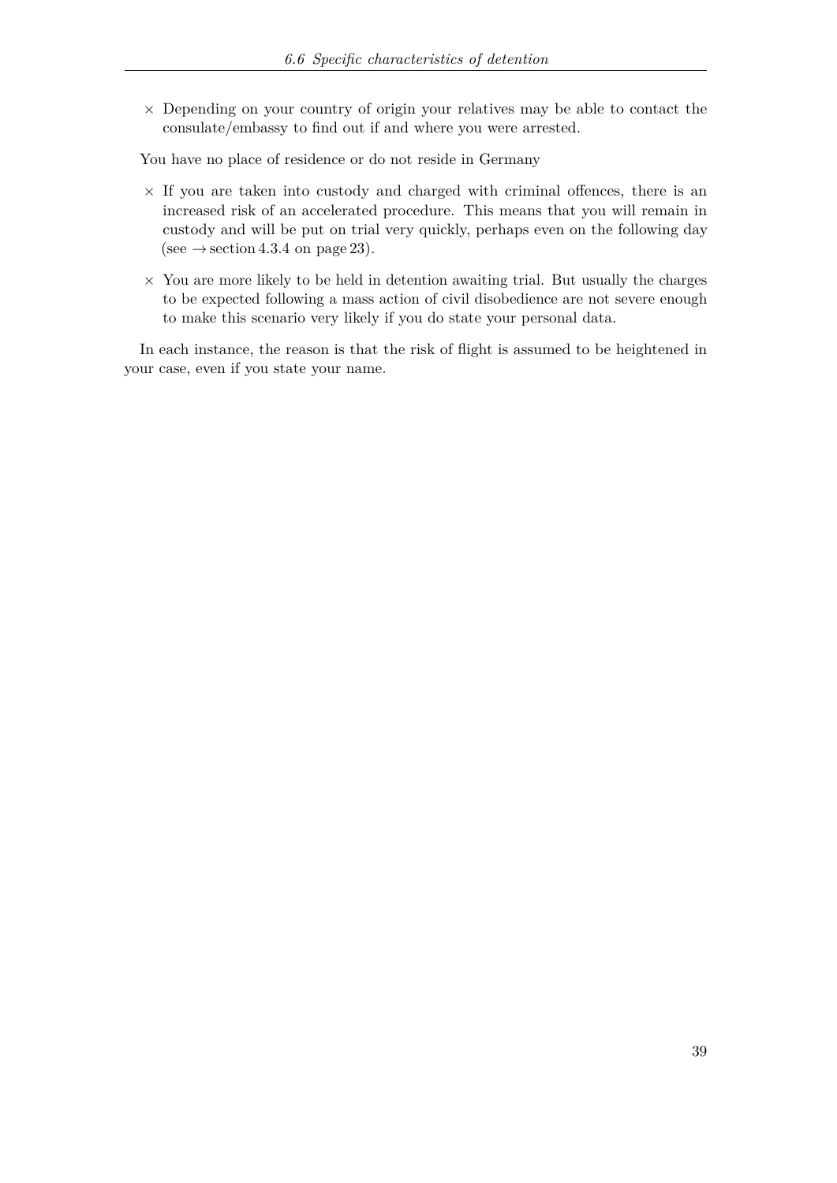- × Depending on your country of origin your relatives may be able to contact the consulate/embassy to find out if and where you were arrested.

You have no place of residence or do not reside in Germany

- × If you are taken into custody and charged with criminal offences, there is an increased risk of an accelerated procedure. This means that you will remain in custody and will be put on trial very quickly, perhaps even on the following day (see → section 4.3.4 on page 23).
- × You are more likely to be held in detention awaiting trial. But usually the charges to be expected following a mass action of civil disobedience are not severe enough to make this scenario very likely if you do state your personal data.

In each instance, the reason is that the risk of flight is assumed to be heightened in your case, even if you state your name.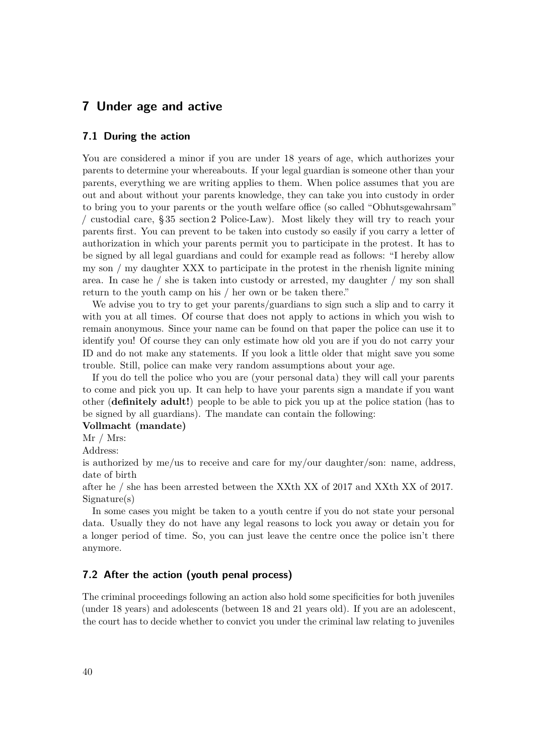## 7 Under age and active

### 7.1 During the action

You are considered a minor if you are under 18 years of age, which authorizes your parents to determine your whereabouts. If your legal guardian is someone other than your parents, everything we are writing applies to them. When police assumes that you are out and about without your parents knowledge, they can take you into custody in order to bring you to your parents or the youth welfare office (so called "Obhutsgewahrsam" / custodial care, § 35 section 2 Police-Law). Most likely they will try to reach your parents first. You can prevent to be taken into custody so easily if you carry a letter of authorization in which your parents permit you to participate in the protest. It has to be signed by all legal guardians and could for example read as follows: "I hereby allow my son / my daughter XXX to participate in the protest in the rhenish lignite mining area. In case he / she is taken into custody or arrested, my daughter / my son shall return to the youth camp on his / her own or be taken there."

We advise you to try to get your parents/guardians to sign such a slip and to carry it with you at all times. Of course that does not apply to actions in which you wish to remain anonymous. Since your name can be found on that paper the police can use it to identify you! Of course they can only estimate how old you are if you do not carry your ID and do not make any statements. If you look a little older that might save you some trouble. Still, police can make very random assumptions about your age.

If you do tell the police who you are (your personal data) they will call your parents to come and pick you up. It can help to have your parents sign a mandate if you want other (**definitely adult!**) people to be able to pick you up at the police station (has to be signed by all guardians). The mandate can contain the following:

**Vollmacht (mandate)**

Mr / Mrs:

Address:

is authorized by me/us to receive and care for my/our daughter/son: name, address, date of birth

after he / she has been arrested between the XXth XX of 2017 and XXth XX of 2017.

Signature(s)

In some cases you might be taken to a youth centre if you do not state your personal data. Usually they do not have any legal reasons to lock you away or detain you for a longer period of time. So, you can just leave the centre once the police isn't there anymore.

### 7.2 After the action (youth penal process)

The criminal proceedings following an action also hold some specificities for both juveniles (under 18 years) and adolescents (between 18 and 21 years old). If you are an adolescent, the court has to decide whether to convict you under the criminal law relating to juveniles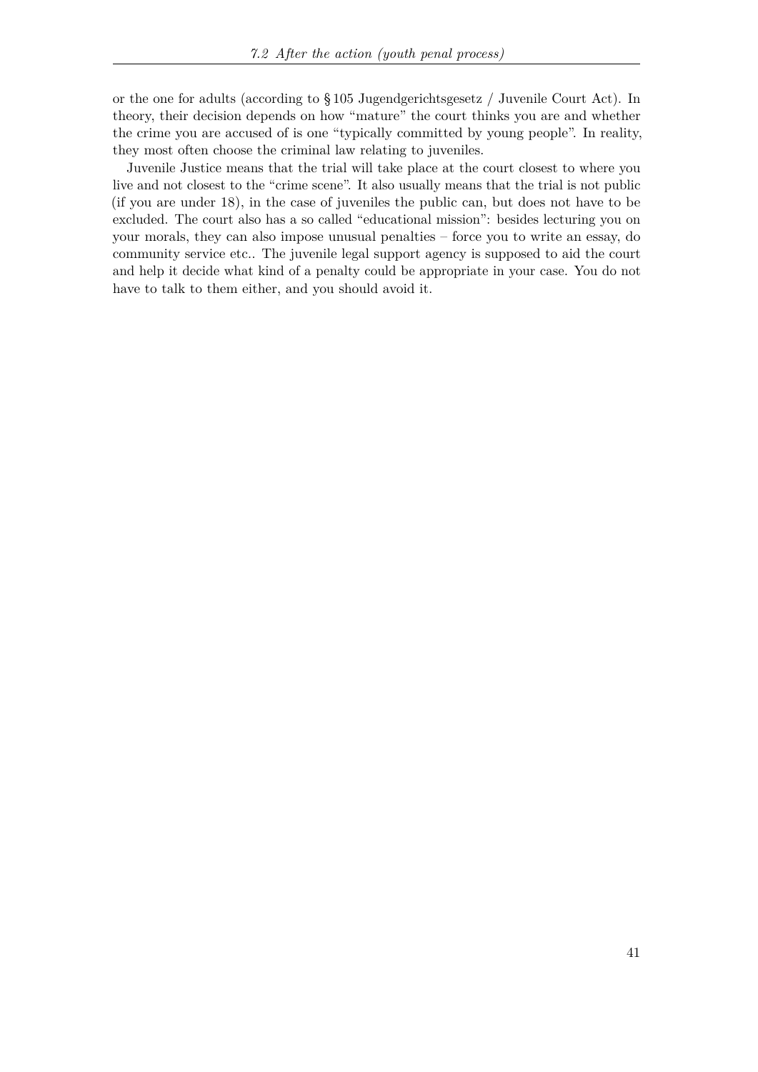or the one for adults (according to § 105 Jugendgerichtsgesetz / Juvenile Court Act). In theory, their decision depends on how "mature" the court thinks you are and whether the crime you are accused of is one "typically committed by young people". In reality, they most often choose the criminal law relating to juveniles.

Juvenile Justice means that the trial will take place at the court closest to where you live and not closest to the "crime scene". It also usually means that the trial is not public (if you are under 18), in the case of juveniles the public can, but does not have to be excluded. The court also has a so called "educational mission": besides lecturing you on your morals, they can also impose unusual penalties – force you to write an essay, do community service etc.. The juvenile legal support agency is supposed to aid the court and help it decide what kind of a penalty could be appropriate in your case. You do not have to talk to them either, and you should avoid it.